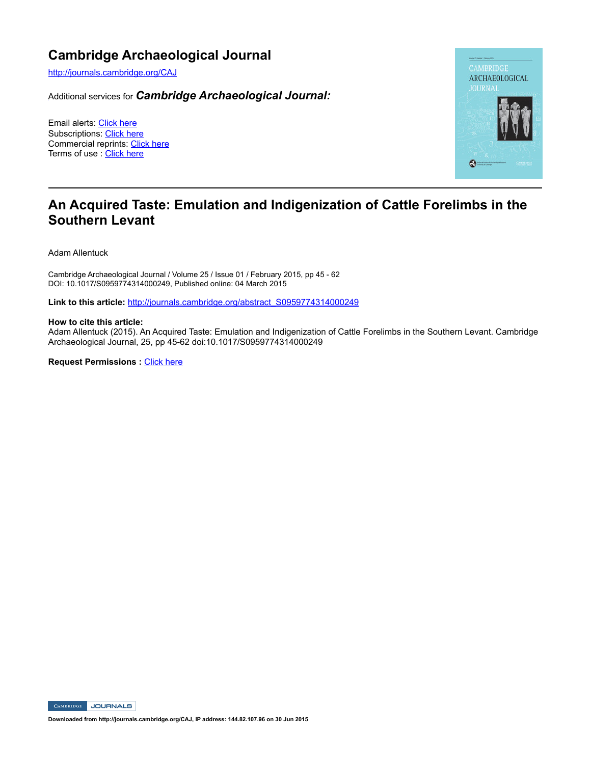# Cambridge Archaeological Journal

http://journals.cambridge.org/CAJ

Additional services for ***Cambridge Archaeological Journal:***

Email alerts: Click here
Subscriptions: Click here
Commercial reprints: Click here
Terms of use : Click here

---

## An Acquired Taste: Emulation and Indigenization of Cattle Forelimbs in the Southern Levant

Adam Allentuck

Cambridge Archaeological Journal / Volume 25 / Issue 01 / February 2015, pp 45 - 62
DOI: 10.1017/S0959774314000249, Published online: 04 March 2015

**Link to this article:** http://journals.cambridge.org/abstract_S0959774314000249

**How to cite this article:**
Adam Allentuck (2015). An Acquired Taste: Emulation and Indigenization of Cattle Forelimbs in the Southern Levant. Cambridge Archaeological Journal, 25, pp 45-62 doi:10.1017/S0959774314000249

**Request Permissions :** Click here

**Downloaded from http://journals.cambridge.org/CAJ, IP address: 144.82.107.96 on 30 Jun 2015**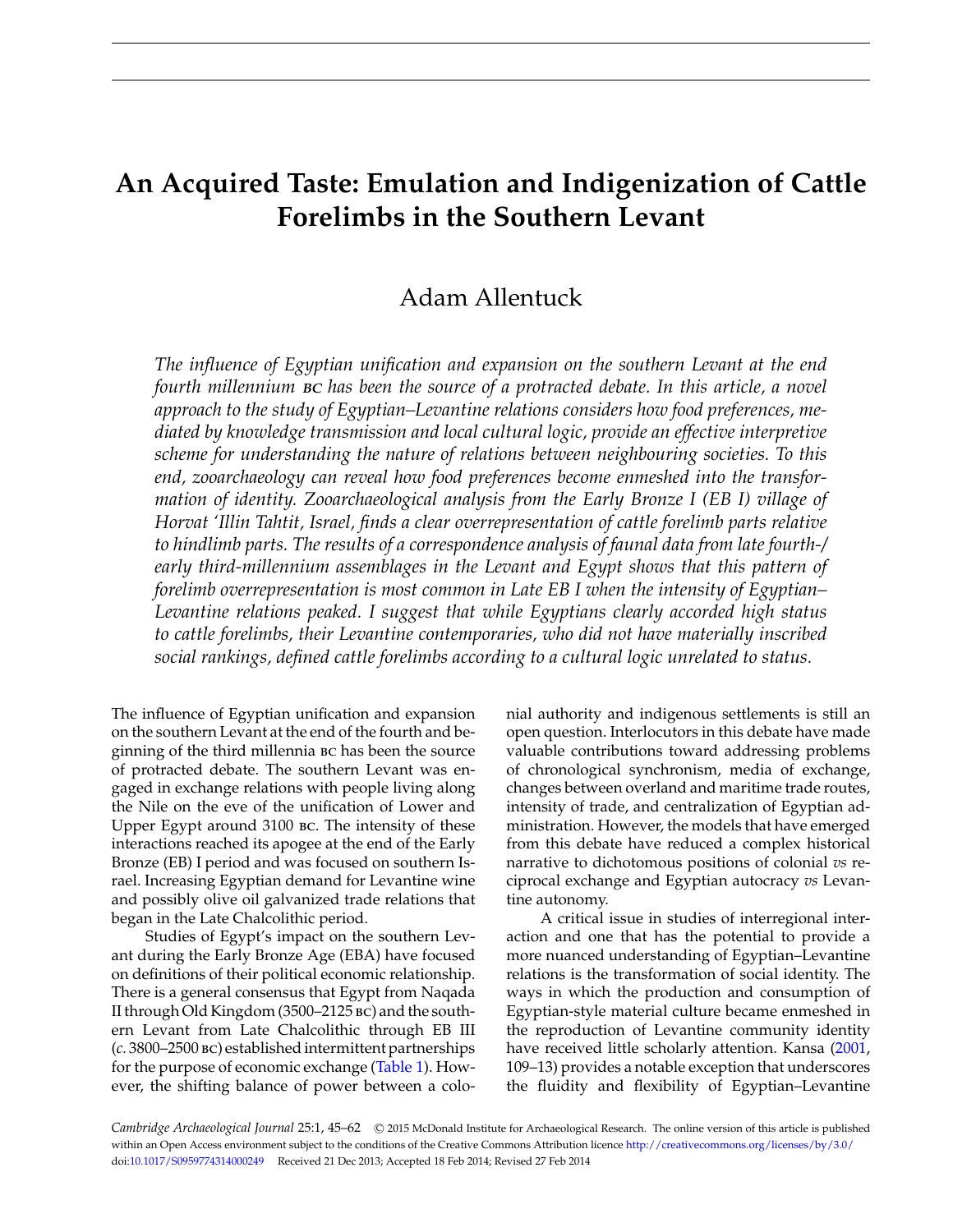# An Acquired Taste: Emulation and Indigenization of Cattle Forelimbs in the Southern Levant

Adam Allentuck

*The influence of Egyptian unification and expansion on the southern Levant at the end fourth millennium* BC *has been the source of a protracted debate. In this article, a novel approach to the study of Egyptian–Levantine relations considers how food preferences, mediated by knowledge transmission and local cultural logic, provide an effective interpretive scheme for understanding the nature of relations between neighbouring societies. To this end, zooarchaeology can reveal how food preferences become enmeshed into the transformation of identity. Zooarchaeological analysis from the Early Bronze I (EB I) village of Horvat 'Illin Tahtit, Israel, finds a clear overrepresentation of cattle forelimb parts relative to hindlimb parts. The results of a correspondence analysis of faunal data from late fourth-/early third-millennium assemblages in the Levant and Egypt shows that this pattern of forelimb overrepresentation is most common in Late EB I when the intensity of Egyptian–Levantine relations peaked. I suggest that while Egyptians clearly accorded high status to cattle forelimbs, their Levantine contemporaries, who did not have materially inscribed social rankings, defined cattle forelimbs according to a cultural logic unrelated to status.*

The influence of Egyptian unification and expansion on the southern Levant at the end of the fourth and beginning of the third millennia BC has been the source of protracted debate. The southern Levant was engaged in exchange relations with people living along the Nile on the eve of the unification of Lower and Upper Egypt around 3100 BC. The intensity of these interactions reached its apogee at the end of the Early Bronze (EB) I period and was focused on southern Israel. Increasing Egyptian demand for Levantine wine and possibly olive oil galvanized trade relations that began in the Late Chalcolithic period.

Studies of Egypt's impact on the southern Levant during the Early Bronze Age (EBA) have focused on definitions of their political economic relationship. There is a general consensus that Egypt from Naqada II through Old Kingdom (3500–2125 BC) and the southern Levant from Late Chalcolithic through EB III (*c.* 3800–2500 BC) established intermittent partnerships for the purpose of economic exchange (Table 1). However, the shifting balance of power between a colonial authority and indigenous settlements is still an open question. Interlocutors in this debate have made valuable contributions toward addressing problems of chronological synchronism, media of exchange, changes between overland and maritime trade routes, intensity of trade, and centralization of Egyptian administration. However, the models that have emerged from this debate have reduced a complex historical narrative to dichotomous positions of colonial *vs* reciprocal exchange and Egyptian autocracy *vs* Levantine autonomy.

A critical issue in studies of interregional interaction and one that has the potential to provide a more nuanced understanding of Egyptian–Levantine relations is the transformation of social identity. The ways in which the production and consumption of Egyptian-style material culture became enmeshed in the reproduction of Levantine community identity have received little scholarly attention. Kansa (2001, 109–13) provides a notable exception that underscores the fluidity and flexibility of Egyptian–Levantine

*Cambridge Archaeological Journal* 25:1, 45–62 © 2015 McDonald Institute for Archaeological Research. The online version of this article is published within an Open Access environment subject to the conditions of the Creative Commons Attribution licence http://creativecommons.org/licenses/by/3.0/
doi:10.1017/S0959774314000249 Received 21 Dec 2013; Accepted 18 Feb 2014; Revised 27 Feb 2014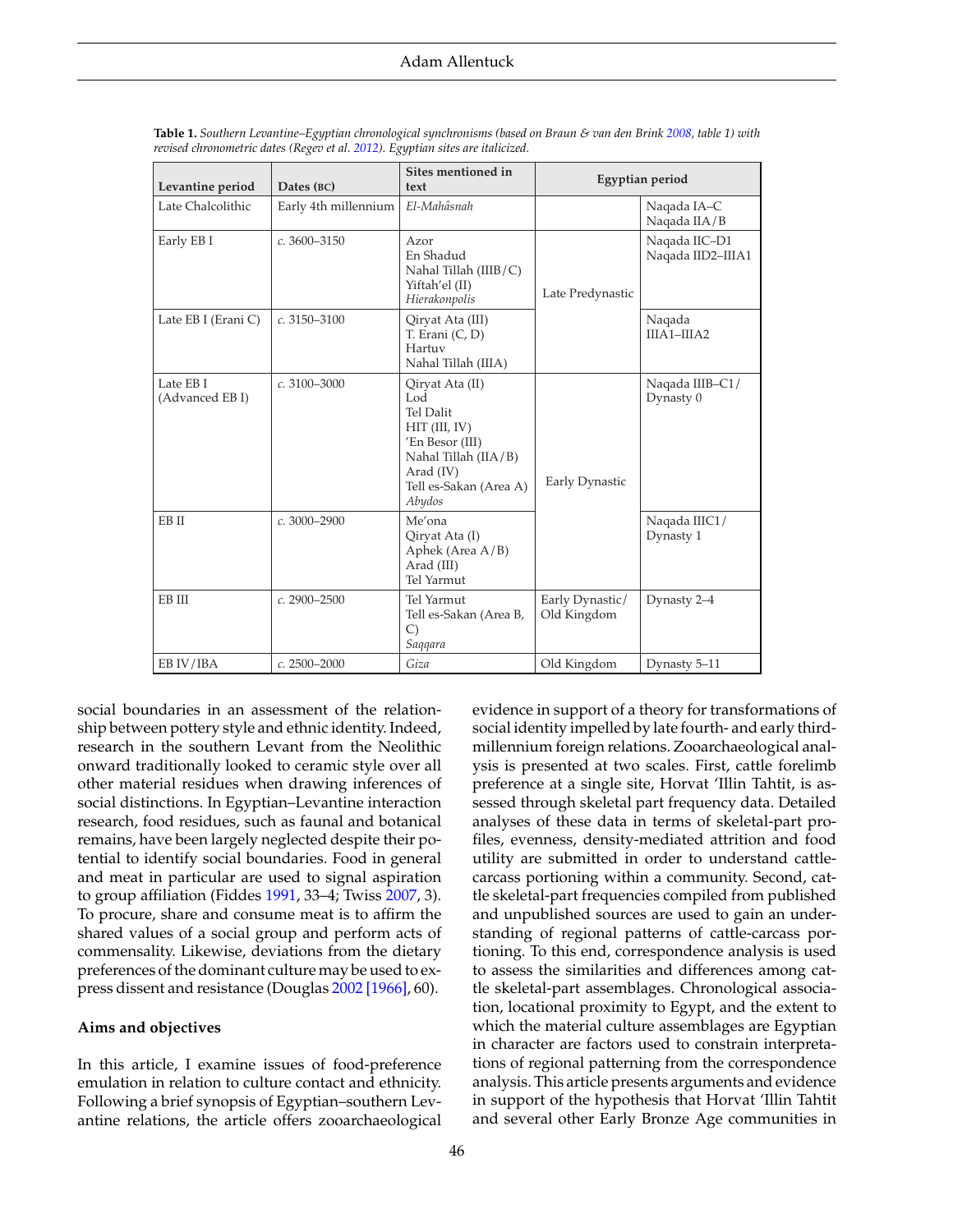**Table 1.** *Southern Levantine–Egyptian chronological synchronisms (based on Braun & van den Brink 2008, table 1) with revised chronometric dates (Regev et al. 2012). Egyptian sites are italicized.*

| Levantine period | Dates (BC) | Sites mentioned in text | Egyptian period | |
|---|---|---|---|---|
| Late Chalcolithic | Early 4th millennium | *El-Mahâsnah* | | Naqada IA–C<br>Naqada IIA/B |
| Early EB I | *c.* 3600–3150 | Azor<br>En Shadud<br>Nahal Tillah (IIIB/C)<br>Yiftah'el (II)<br>*Hierakonpolis* | Late Predynastic | Naqada IIC–D1<br>Naqada IID2–IIIA1 |
| Late EB I (Erani C) | *c.* 3150–3100 | Qiryat Ata (III)<br>T. Erani (C, D)<br>Hartuv<br>Nahal Tillah (IIIA) | | Naqada IIIA1–IIIA2 |
| Late EB I (Advanced EB I) | *c.* 3100–3000 | Qiryat Ata (II)<br>Lod<br>Tel Dalit<br>HIT (III, IV)<br>'En Besor (III)<br>Nahal Tillah (IIA/B)<br>Arad (IV)<br>Tell es-Sakan (Area A)<br>*Abydos* | Early Dynastic | Naqada IIIB–C1/ Dynasty 0 |
| EB II | *c.* 3000–2900 | Me'ona<br>Qiryat Ata (I)<br>Aphek (Area A/B)<br>Arad (III)<br>Tel Yarmut | | Naqada IIIC1/ Dynasty 1 |
| EB III | *c.* 2900–2500 | Tel Yarmut<br>Tell es-Sakan (Area B, C)<br>*Saqqara* | Early Dynastic/ Old Kingdom | Dynasty 2–4 |
| EB IV/IBA | *c.* 2500–2000 | *Giza* | Old Kingdom | Dynasty 5–11 |

social boundaries in an assessment of the relationship between pottery style and ethnic identity. Indeed, research in the southern Levant from the Neolithic onward traditionally looked to ceramic style over all other material residues when drawing inferences of social distinctions. In Egyptian–Levantine interaction research, food residues, such as faunal and botanical remains, have been largely neglected despite their potential to identify social boundaries. Food in general and meat in particular are used to signal aspiration to group affiliation (Fiddes 1991, 33–4; Twiss 2007, 3). To procure, share and consume meat is to affirm the shared values of a social group and perform acts of commensality. Likewise, deviations from the dietary preferences of the dominant culture may be used to express dissent and resistance (Douglas 2002 [1966], 60).

## Aims and objectives

In this article, I examine issues of food-preference emulation in relation to culture contact and ethnicity. Following a brief synopsis of Egyptian–southern Levantine relations, the article offers zooarchaeological evidence in support of a theory for transformations of social identity impelled by late fourth- and early third-millennium foreign relations. Zooarchaeological analysis is presented at two scales. First, cattle forelimb preference at a single site, Horvat 'Illin Tahtit, is assessed through skeletal part frequency data. Detailed analyses of these data in terms of skeletal-part profiles, evenness, density-mediated attrition and food utility are submitted in order to understand cattle-carcass portioning within a community. Second, cattle skeletal-part frequencies compiled from published and unpublished sources are used to gain an understanding of regional patterns of cattle-carcass portioning. To this end, correspondence analysis is used to assess the similarities and differences among cattle skeletal-part assemblages. Chronological association, locational proximity to Egypt, and the extent to which the material culture assemblages are Egyptian in character are factors used to constrain interpretations of regional patterning from the correspondence analysis. This article presents arguments and evidence in support of the hypothesis that Horvat 'Illin Tahtit and several other Early Bronze Age communities in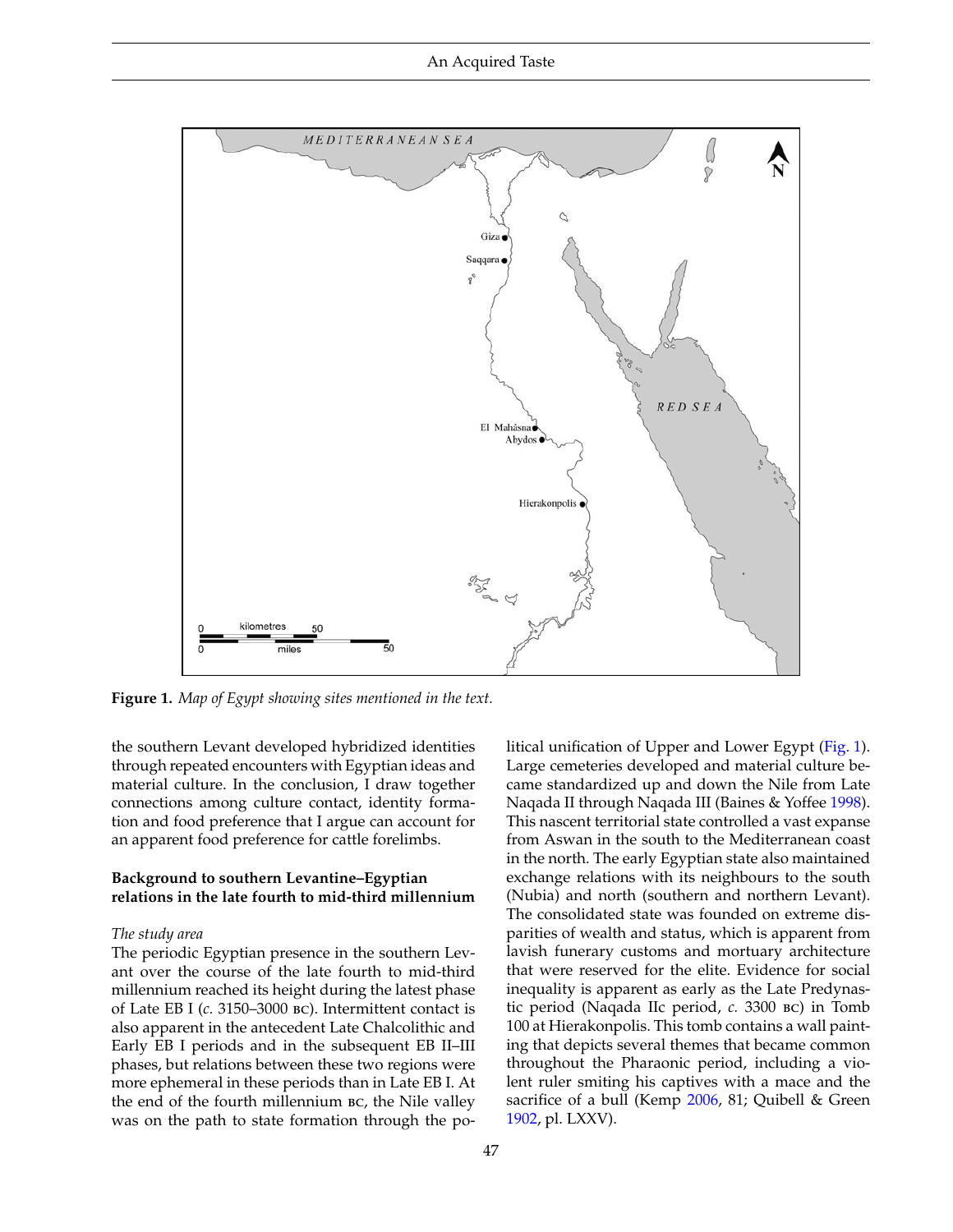**Figure 1.** *Map of Egypt showing sites mentioned in the text.*

the southern Levant developed hybridized identities through repeated encounters with Egyptian ideas and material culture. In the conclusion, I draw together connections among culture contact, identity formation and food preference that I argue can account for an apparent food preference for cattle forelimbs.

## Background to southern Levantine–Egyptian relations in the late fourth to mid-third millennium

### *The study area*

The periodic Egyptian presence in the southern Levant over the course of the late fourth to mid-third millennium reached its height during the latest phase of Late EB I (*c.* 3150–3000 BC). Intermittent contact is also apparent in the antecedent Late Chalcolithic and Early EB I periods and in the subsequent EB II–III phases, but relations between these two regions were more ephemeral in these periods than in Late EB I. At the end of the fourth millennium BC, the Nile valley was on the path to state formation through the political unification of Upper and Lower Egypt (Fig. 1). Large cemeteries developed and material culture became standardized up and down the Nile from Late Naqada II through Naqada III (Baines & Yoffee 1998). This nascent territorial state controlled a vast expanse from Aswan in the south to the Mediterranean coast in the north. The early Egyptian state also maintained exchange relations with its neighbours to the south (Nubia) and north (southern and northern Levant). The consolidated state was founded on extreme disparities of wealth and status, which is apparent from lavish funerary customs and mortuary architecture that were reserved for the elite. Evidence for social inequality is apparent as early as the Late Predynastic period (Naqada IIc period, *c.* 3300 BC) in Tomb 100 at Hierakonpolis. This tomb contains a wall painting that depicts several themes that became common throughout the Pharaonic period, including a violent ruler smiting his captives with a mace and the sacrifice of a bull (Kemp 2006, 81; Quibell & Green 1902, pl. LXXV).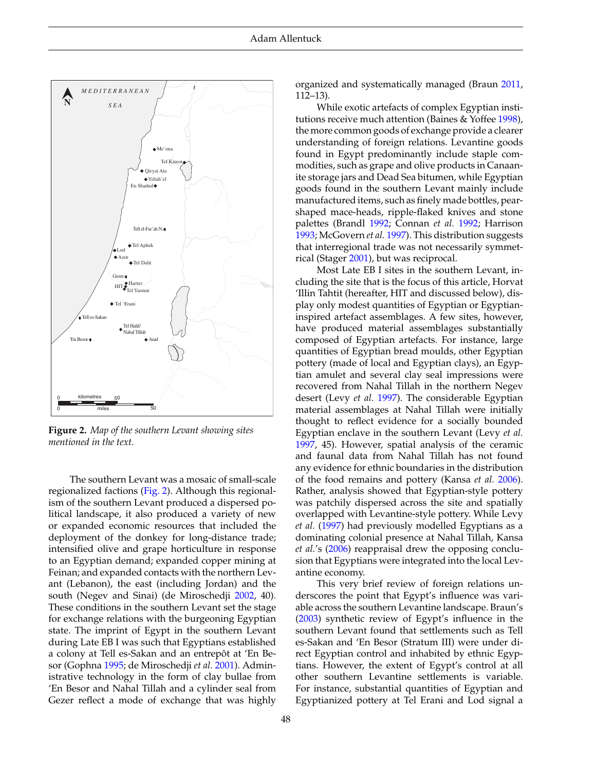**Figure 2.** *Map of the southern Levant showing sites mentioned in the text.*

The southern Levant was a mosaic of small-scale regionalized factions (Fig. 2). Although this regionalism of the southern Levant produced a dispersed political landscape, it also produced a variety of new or expanded economic resources that included the deployment of the donkey for long-distance trade; intensified olive and grape horticulture in response to an Egyptian demand; expanded copper mining at Feinan; and expanded contacts with the northern Levant (Lebanon), the east (including Jordan) and the south (Negev and Sinai) (de Miroschedji 2002, 40). These conditions in the southern Levant set the stage for exchange relations with the burgeoning Egyptian state. The imprint of Egypt in the southern Levant during Late EB I was such that Egyptians established a colony at Tell es-Sakan and an entrepôt at 'En Besor (Gophna 1995; de Miroschedji *et al.* 2001). Administrative technology in the form of clay bullae from 'En Besor and Nahal Tillah and a cylinder seal from Gezer reflect a mode of exchange that was highly organized and systematically managed (Braun 2011, 112–13).

While exotic artefacts of complex Egyptian institutions receive much attention (Baines & Yoffee 1998), the more common goods of exchange provide a clearer understanding of foreign relations. Levantine goods found in Egypt predominantly include staple commodities, such as grape and olive products in Canaanite storage jars and Dead Sea bitumen, while Egyptian goods found in the southern Levant mainly include manufactured items, such as finely made bottles, pear-shaped mace-heads, ripple-flaked knives and stone palettes (Brandl 1992; Connan *et al.* 1992; Harrison 1993; McGovern *et al.* 1997). This distribution suggests that interregional trade was not necessarily symmetrical (Stager 2001), but was reciprocal.

Most Late EB I sites in the southern Levant, including the site that is the focus of this article, Horvat 'Illin Tahtit (hereafter, HIT and discussed below), display only modest quantities of Egyptian or Egyptian-inspired artefact assemblages. A few sites, however, have produced material assemblages substantially composed of Egyptian artefacts. For instance, large quantities of Egyptian bread moulds, other Egyptian pottery (made of local and Egyptian clays), an Egyptian amulet and several clay seal impressions were recovered from Nahal Tillah in the northern Negev desert (Levy *et al.* 1997). The considerable Egyptian material assemblages at Nahal Tillah were initially thought to reflect evidence for a socially bounded Egyptian enclave in the southern Levant (Levy *et al.* 1997, 45). However, spatial analysis of the ceramic and faunal data from Nahal Tillah has not found any evidence for ethnic boundaries in the distribution of the food remains and pottery (Kansa *et al.* 2006). Rather, analysis showed that Egyptian-style pottery was patchily dispersed across the site and spatially overlapped with Levantine-style pottery. While Levy *et al.* (1997) had previously modelled Egyptians as a dominating colonial presence at Nahal Tillah, Kansa *et al.*'s (2006) reappraisal drew the opposing conclusion that Egyptians were integrated into the local Levantine economy.

This very brief review of foreign relations underscores the point that Egypt's influence was variable across the southern Levantine landscape. Braun's (2003) synthetic review of Egypt's influence in the southern Levant found that settlements such as Tell es-Sakan and 'En Besor (Stratum III) were under direct Egyptian control and inhabited by ethnic Egyptians. However, the extent of Egypt's control at all other southern Levantine settlements is variable. For instance, substantial quantities of Egyptian and Egyptianized pottery at Tel Erani and Lod signal a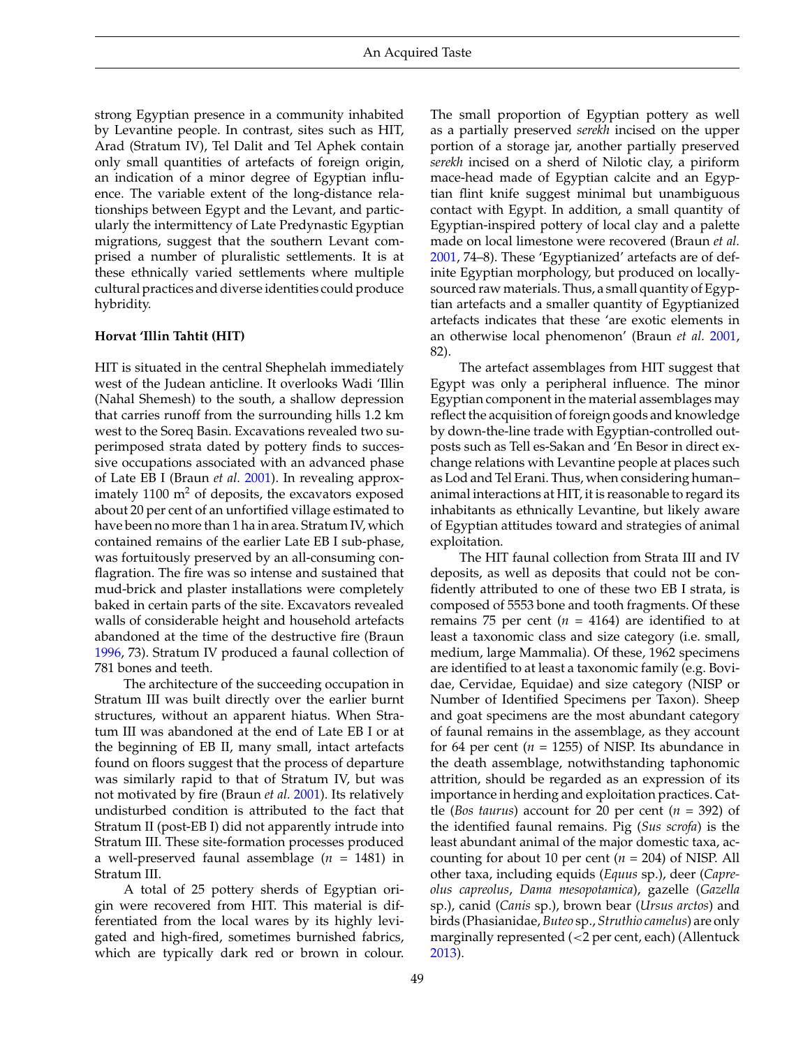strong Egyptian presence in a community inhabited by Levantine people. In contrast, sites such as HIT, Arad (Stratum IV), Tel Dalit and Tel Aphek contain only small quantities of artefacts of foreign origin, an indication of a minor degree of Egyptian influence. The variable extent of the long-distance relationships between Egypt and the Levant, and particularly the intermittency of Late Predynastic Egyptian migrations, suggest that the southern Levant comprised a number of pluralistic settlements. It is at these ethnically varied settlements where multiple cultural practices and diverse identities could produce hybridity.

**Horvat 'Illin Tahtit (HIT)**

HIT is situated in the central Shephelah immediately west of the Judean anticline. It overlooks Wadi 'Illin (Nahal Shemesh) to the south, a shallow depression that carries runoff from the surrounding hills 1.2 km west to the Soreq Basin. Excavations revealed two superimposed strata dated by pottery finds to successive occupations associated with an advanced phase of Late EB I (Braun *et al.* 2001). In revealing approximately 1100 $m^2$ of deposits, the excavators exposed about 20 per cent of an unfortified village estimated to have been no more than 1 ha in area. Stratum IV, which contained remains of the earlier Late EB I sub-phase, was fortuitously preserved by an all-consuming conflagration. The fire was so intense and sustained that mud-brick and plaster installations were completely baked in certain parts of the site. Excavators revealed walls of considerable height and household artefacts abandoned at the time of the destructive fire (Braun 1996, 73). Stratum IV produced a faunal collection of 781 bones and teeth.

The architecture of the succeeding occupation in Stratum III was built directly over the earlier burnt structures, without an apparent hiatus. When Stratum III was abandoned at the end of Late EB I or at the beginning of EB II, many small, intact artefacts found on floors suggest that the process of departure was similarly rapid to that of Stratum IV, but was not motivated by fire (Braun *et al.* 2001). Its relatively undisturbed condition is attributed to the fact that Stratum II (post-EB I) did not apparently intrude into Stratum III. These site-formation processes produced a well-preserved faunal assemblage ($n$ = 1481) in Stratum III.

A total of 25 pottery sherds of Egyptian origin were recovered from HIT. This material is differentiated from the local wares by its highly levigated and high-fired, sometimes burnished fabrics, which are typically dark red or brown in colour. The small proportion of Egyptian pottery as well as a partially preserved *serekh* incised on the upper portion of a storage jar, another partially preserved *serekh* incised on a sherd of Nilotic clay, a piriform mace-head made of Egyptian calcite and an Egyptian flint knife suggest minimal but unambiguous contact with Egypt. In addition, a small quantity of Egyptian-inspired pottery of local clay and a palette made on local limestone were recovered (Braun *et al.* 2001, 74–8). These 'Egyptianized' artefacts are of definite Egyptian morphology, but produced on locally-sourced raw materials. Thus, a small quantity of Egyptian artefacts and a smaller quantity of Egyptianized artefacts indicates that these 'are exotic elements in an otherwise local phenomenon' (Braun *et al.* 2001, 82).

The artefact assemblages from HIT suggest that Egypt was only a peripheral influence. The minor Egyptian component in the material assemblages may reflect the acquisition of foreign goods and knowledge by down-the-line trade with Egyptian-controlled outposts such as Tell es-Sakan and 'En Besor in direct exchange relations with Levantine people at places such as Lod and Tel Erani. Thus, when considering human–animal interactions at HIT, it is reasonable to regard its inhabitants as ethnically Levantine, but likely aware of Egyptian attitudes toward and strategies of animal exploitation.

The HIT faunal collection from Strata III and IV deposits, as well as deposits that could not be confidently attributed to one of these two EB I strata, is composed of 5553 bone and tooth fragments. Of these remains 75 per cent ($n$ = 4164) are identified to at least a taxonomic class and size category (i.e. small, medium, large Mammalia). Of these, 1962 specimens are identified to at least a taxonomic family (e.g. Bovidae, Cervidae, Equidae) and size category (NISP or Number of Identified Specimens per Taxon). Sheep and goat specimens are the most abundant category of faunal remains in the assemblage, as they account for 64 per cent ($n$ = 1255) of NISP. Its abundance in the death assemblage, notwithstanding taphonomic attrition, should be regarded as an expression of its importance in herding and exploitation practices. Cattle (*Bos taurus*) account for 20 per cent ($n$ = 392) of the identified faunal remains. Pig (*Sus scrofa*) is the least abundant animal of the major domestic taxa, accounting for about 10 per cent ($n$ = 204) of NISP. All other taxa, including equids (*Equus* sp.), deer (*Capreolus capreolus*, *Dama mesopotamica*), gazelle (*Gazella* sp.), canid (*Canis* sp.), brown bear (*Ursus arctos*) and birds (Phasianidae, *Buteo* sp., *Struthio camelus*) are only marginally represented (<2 per cent, each) (Allentuck 2013).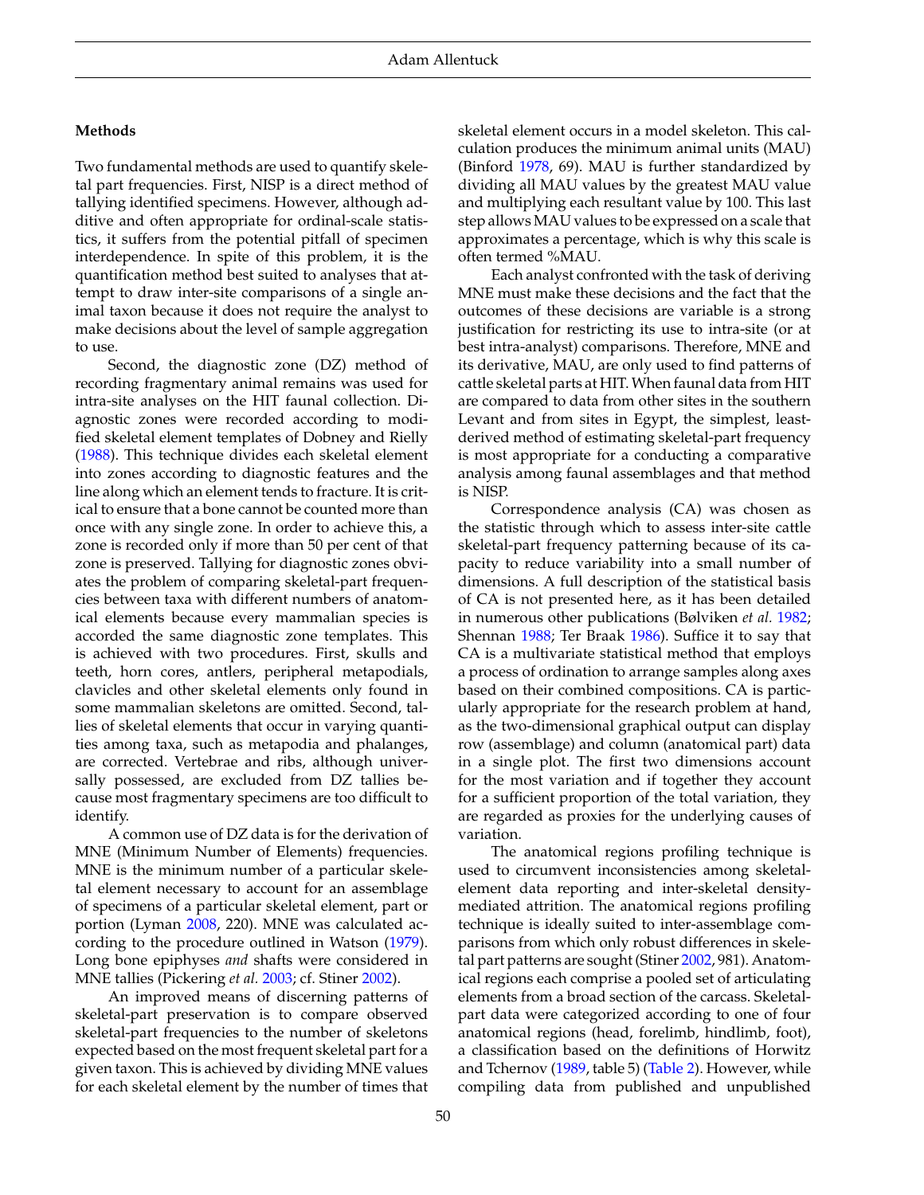## Methods

Two fundamental methods are used to quantify skeletal part frequencies. First, NISP is a direct method of tallying identified specimens. However, although additive and often appropriate for ordinal-scale statistics, it suffers from the potential pitfall of specimen interdependence. In spite of this problem, it is the quantification method best suited to analyses that attempt to draw inter-site comparisons of a single animal taxon because it does not require the analyst to make decisions about the level of sample aggregation to use.

Second, the diagnostic zone (DZ) method of recording fragmentary animal remains was used for intra-site analyses on the HIT faunal collection. Diagnostic zones were recorded according to modified skeletal element templates of Dobney and Rielly (1988). This technique divides each skeletal element into zones according to diagnostic features and the line along which an element tends to fracture. It is critical to ensure that a bone cannot be counted more than once with any single zone. In order to achieve this, a zone is recorded only if more than 50 per cent of that zone is preserved. Tallying for diagnostic zones obviates the problem of comparing skeletal-part frequencies between taxa with different numbers of anatomical elements because every mammalian species is accorded the same diagnostic zone templates. This is achieved with two procedures. First, skulls and teeth, horn cores, antlers, peripheral metapodials, clavicles and other skeletal elements only found in some mammalian skeletons are omitted. Second, tallies of skeletal elements that occur in varying quantities among taxa, such as metapodia and phalanges, are corrected. Vertebrae and ribs, although universally possessed, are excluded from DZ tallies because most fragmentary specimens are too difficult to identify.

A common use of DZ data is for the derivation of MNE (Minimum Number of Elements) frequencies. MNE is the minimum number of a particular skeletal element necessary to account for an assemblage of specimens of a particular skeletal element, part or portion (Lyman 2008, 220). MNE was calculated according to the procedure outlined in Watson (1979). Long bone epiphyses *and* shafts were considered in MNE tallies (Pickering *et al.* 2003; cf. Stiner 2002).

An improved means of discerning patterns of skeletal-part preservation is to compare observed skeletal-part frequencies to the number of skeletons expected based on the most frequent skeletal part for a given taxon. This is achieved by dividing MNE values for each skeletal element by the number of times that skeletal element occurs in a model skeleton. This calculation produces the minimum animal units (MAU) (Binford 1978, 69). MAU is further standardized by dividing all MAU values by the greatest MAU value and multiplying each resultant value by 100. This last step allows MAU values to be expressed on a scale that approximates a percentage, which is why this scale is often termed %MAU.

Each analyst confronted with the task of deriving MNE must make these decisions and the fact that the outcomes of these decisions are variable is a strong justification for restricting its use to intra-site (or at best intra-analyst) comparisons. Therefore, MNE and its derivative, MAU, are only used to find patterns of cattle skeletal parts at HIT. When faunal data from HIT are compared to data from other sites in the southern Levant and from sites in Egypt, the simplest, least-derived method of estimating skeletal-part frequency is most appropriate for a conducting a comparative analysis among faunal assemblages and that method is NISP.

Correspondence analysis (CA) was chosen as the statistic through which to assess inter-site cattle skeletal-part frequency patterning because of its capacity to reduce variability into a small number of dimensions. A full description of the statistical basis of CA is not presented here, as it has been detailed in numerous other publications (Bølviken *et al.* 1982; Shennan 1988; Ter Braak 1986). Suffice it to say that CA is a multivariate statistical method that employs a process of ordination to arrange samples along axes based on their combined compositions. CA is particularly appropriate for the research problem at hand, as the two-dimensional graphical output can display row (assemblage) and column (anatomical part) data in a single plot. The first two dimensions account for the most variation and if together they account for a sufficient proportion of the total variation, they are regarded as proxies for the underlying causes of variation.

The anatomical regions profiling technique is used to circumvent inconsistencies among skeletal-element data reporting and inter-skeletal density-mediated attrition. The anatomical regions profiling technique is ideally suited to inter-assemblage comparisons from which only robust differences in skeletal part patterns are sought (Stiner 2002, 981). Anatomical regions each comprise a pooled set of articulating elements from a broad section of the carcass. Skeletal-part data were categorized according to one of four anatomical regions (head, forelimb, hindlimb, foot), a classification based on the definitions of Horwitz and Tchernov (1989, table 5) (Table 2). However, while compiling data from published and unpublished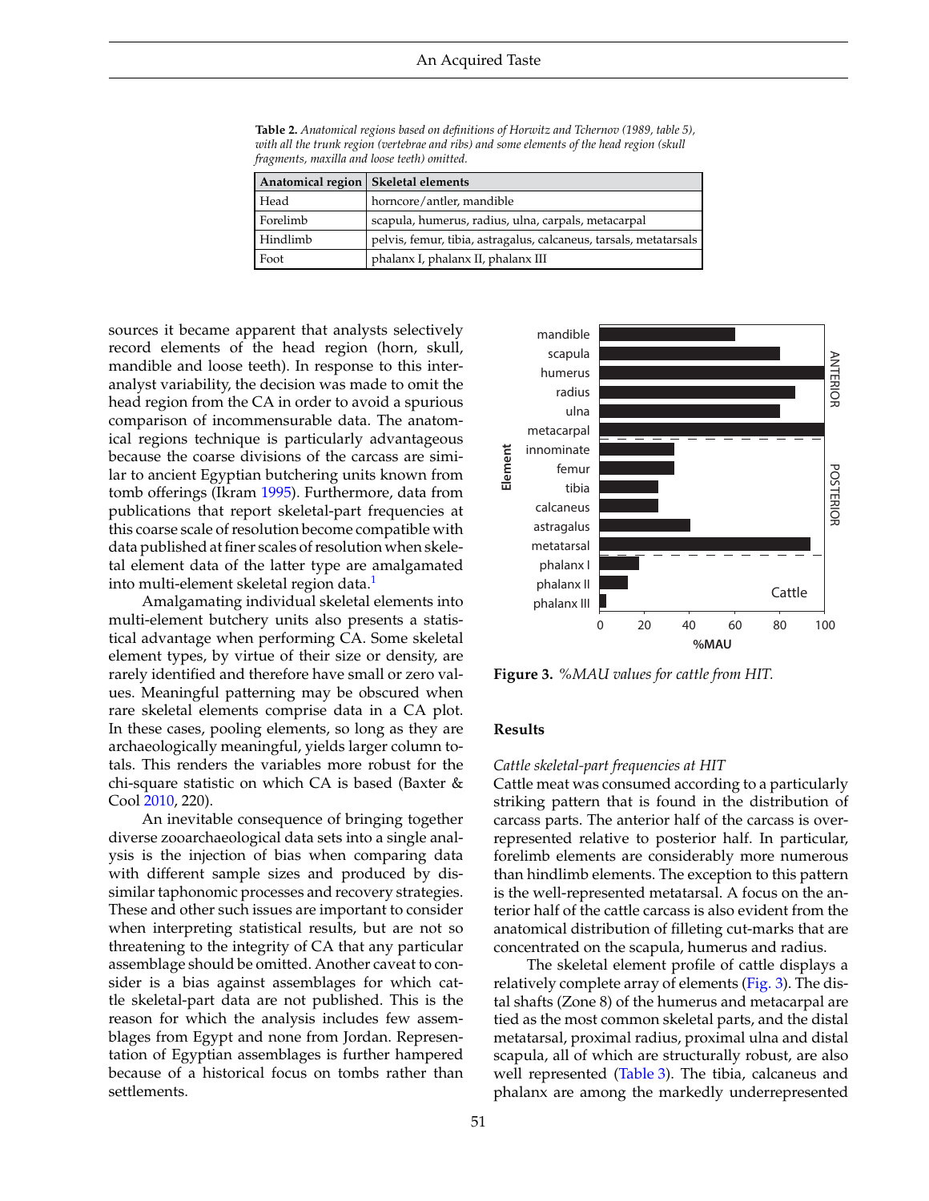**Table 2.** *Anatomical regions based on definitions of Horwitz and Tchernov (1989, table 5), with all the trunk region (vertebrae and ribs) and some elements of the head region (skull fragments, maxilla and loose teeth) omitted.*

| Anatomical region | Skeletal elements |
|---|---|
| Head | horncore/antler, mandible |
| Forelimb | scapula, humerus, radius, ulna, carpals, metacarpal |
| Hindlimb | pelvis, femur, tibia, astragalus, calcaneus, tarsals, metatarsals |
| Foot | phalanx I, phalanx II, phalanx III |

sources it became apparent that analysts selectively record elements of the head region (horn, skull, mandible and loose teeth). In response to this inter-analyst variability, the decision was made to omit the head region from the CA in order to avoid a spurious comparison of incommensurable data. The anatomical regions technique is particularly advantageous because the coarse divisions of the carcass are similar to ancient Egyptian butchering units known from tomb offerings (Ikram 1995). Furthermore, data from publications that report skeletal-part frequencies at this coarse scale of resolution become compatible with data published at finer scales of resolution when skeletal element data of the latter type are amalgamated into multi-element skeletal region data.[1]

Amalgamating individual skeletal elements into multi-element butchery units also presents a statistical advantage when performing CA. Some skeletal element types, by virtue of their size or density, are rarely identified and therefore have small or zero values. Meaningful patterning may be obscured when rare skeletal elements comprise data in a CA plot. In these cases, pooling elements, so long as they are archaeologically meaningful, yields larger column totals. This renders the variables more robust for the chi-square statistic on which CA is based (Baxter & Cool 2010, 220).

An inevitable consequence of bringing together diverse zooarchaeological data sets into a single analysis is the injection of bias when comparing data with different sample sizes and produced by dissimilar taphonomic processes and recovery strategies. These and other such issues are important to consider when interpreting statistical results, but are not so threatening to the integrity of CA that any particular assemblage should be omitted. Another caveat to consider is a bias against assemblages for which cattle skeletal-part data are not published. This is the reason for which the analysis includes few assemblages from Egypt and none from Jordan. Representation of Egyptian assemblages is further hampered because of a historical focus on tombs rather than settlements.

**Figure 3.** *%MAU values for cattle from HIT.*

## Results

*Cattle skeletal-part frequencies at HIT*

Cattle meat was consumed according to a particularly striking pattern that is found in the distribution of carcass parts. The anterior half of the carcass is overrepresented relative to posterior half. In particular, forelimb elements are considerably more numerous than hindlimb elements. The exception to this pattern is the well-represented metatarsal. A focus on the anterior half of the cattle carcass is also evident from the anatomical distribution of filleting cut-marks that are concentrated on the scapula, humerus and radius.

The skeletal element profile of cattle displays a relatively complete array of elements (Fig. 3). The distal shafts (Zone 8) of the humerus and metacarpal are tied as the most common skeletal parts, and the distal metatarsal, proximal radius, proximal ulna and distal scapula, all of which are structurally robust, are also well represented (Table 3). The tibia, calcaneus and phalanx are among the markedly underrepresented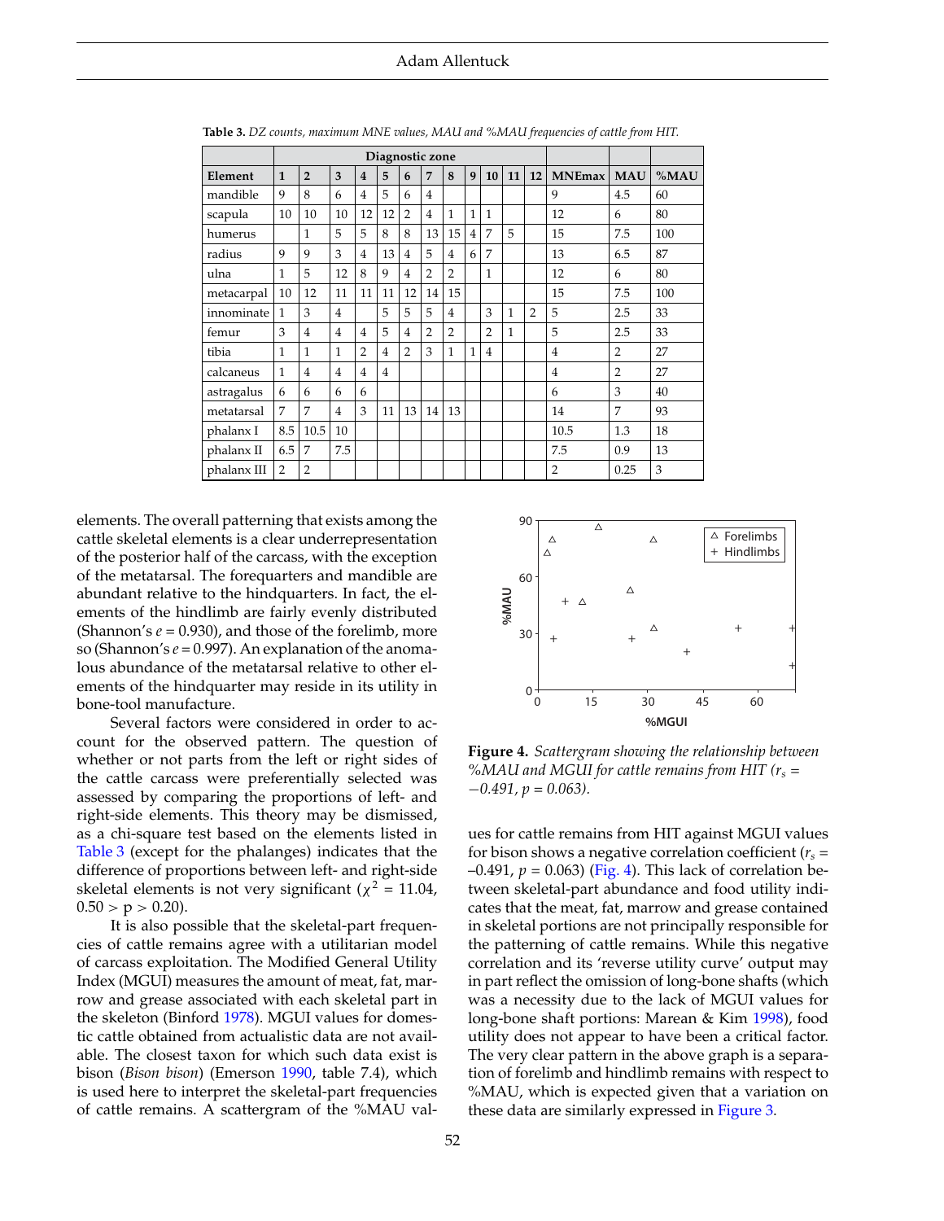**Table 3.** *DZ counts, maximum MNE values, MAU and %MAU frequencies of cattle from HIT.*

| | Diagnostic zone | | | | | | | | | | | | | | |
|---|---|---|---|---|---|---|---|---|---|---|---|---|---|---|---|
| **Element** | **1** | **2** | **3** | **4** | **5** | **6** | **7** | **8** | **9** | **10** | **11** | **12** | **MNEmax** | **MAU** | **%MAU** |
| mandible | 9 | 8 | 6 | 4 | 5 | 6 | 4 | | | | | | 9 | 4.5 | 60 |
| scapula | 10 | 10 | 10 | 12 | 12 | 2 | 4 | 1 | 1 | 1 | | | 12 | 6 | 80 |
| humerus | | 1 | 5 | 5 | 8 | 8 | 13 | 15 | 4 | 7 | 5 | | 15 | 7.5 | 100 |
| radius | 9 | 9 | 3 | 4 | 13 | 4 | 5 | 4 | 6 | 7 | | | 13 | 6.5 | 87 |
| ulna | 1 | 5 | 12 | 8 | 9 | 4 | 2 | 2 | | 1 | | | 12 | 6 | 80 |
| metacarpal | 10 | 12 | 11 | 11 | 11 | 12 | 14 | 15 | | | | | 15 | 7.5 | 100 |
| innominate | 1 | 3 | 4 | | 5 | 5 | 5 | 4 | | 3 | 1 | 2 | 5 | 2.5 | 33 |
| femur | 3 | 4 | 4 | 4 | 5 | 4 | 2 | 2 | | 2 | 1 | | 5 | 2.5 | 33 |
| tibia | 1 | 1 | 1 | 2 | 4 | 2 | 3 | 1 | 1 | 4 | | | 4 | 2 | 27 |
| calcaneus | 1 | 4 | 4 | 4 | 4 | | | | | | | | 4 | 2 | 27 |
| astragalus | 6 | 6 | 6 | 6 | | | | | | | | | 6 | 3 | 40 |
| metatarsal | 7 | 7 | 4 | 3 | 11 | 13 | 14 | 13 | | | | | 14 | 7 | 93 |
| phalanx I | 8.5 | 10.5 | 10 | | | | | | | | | | 10.5 | 1.3 | 18 |
| phalanx II | 6.5 | 7 | 7.5 | | | | | | | | | | 7.5 | 0.9 | 13 |
| phalanx III | 2 | 2 | | | | | | | | | | | 2 | 0.25 | 3 |

elements. The overall patterning that exists among the cattle skeletal elements is a clear underrepresentation of the posterior half of the carcass, with the exception of the metatarsal. The forequarters and mandible are abundant relative to the hindquarters. In fact, the elements of the hindlimb are fairly evenly distributed (Shannon's $e = 0.930$), and those of the forelimb, more so (Shannon's $e = 0.997$). An explanation of the anomalous abundance of the metatarsal relative to other elements of the hindquarter may reside in its utility in bone-tool manufacture.

Several factors were considered in order to account for the observed pattern. The question of whether or not parts from the left or right sides of the cattle carcass were preferentially selected was assessed by comparing the proportions of left- and right-side elements. This theory may be dismissed, as a chi-square test based on the elements listed in Table 3 (except for the phalanges) indicates that the difference of proportions between left- and right-side skeletal elements is not very significant ($\chi^2 = 11.04$, $0.50 > p > 0.20$).

It is also possible that the skeletal-part frequencies of cattle remains agree with a utilitarian model of carcass exploitation. The Modified General Utility Index (MGUI) measures the amount of meat, fat, marrow and grease associated with each skeletal part in the skeleton (Binford 1978). MGUI values for domestic cattle obtained from actualistic data are not available. The closest taxon for which such data exist is bison (*Bison bison*) (Emerson 1990, table 7.4), which is used here to interpret the skeletal-part frequencies of cattle remains. A scattergram of the %MAU values for cattle remains from HIT against MGUI values for bison shows a negative correlation coefficient ($r_s = -0.491$, $p = 0.063$) (Fig. 4). This lack of correlation between skeletal-part abundance and food utility indicates that the meat, fat, marrow and grease contained in skeletal portions are not principally responsible for the patterning of cattle remains. While this negative correlation and its 'reverse utility curve' output may in part reflect the omission of long-bone shafts (which was a necessity due to the lack of MGUI values for long-bone shaft portions: Marean & Kim 1998), food utility does not appear to have been a critical factor. The very clear pattern in the above graph is a separation of forelimb and hindlimb remains with respect to %MAU, which is expected given that a variation on these data are similarly expressed in Figure 3.

**Figure 4.** *Scattergram showing the relationship between %MAU and MGUI for cattle remains from HIT ($r_s = -0.491$, $p = 0.063$).*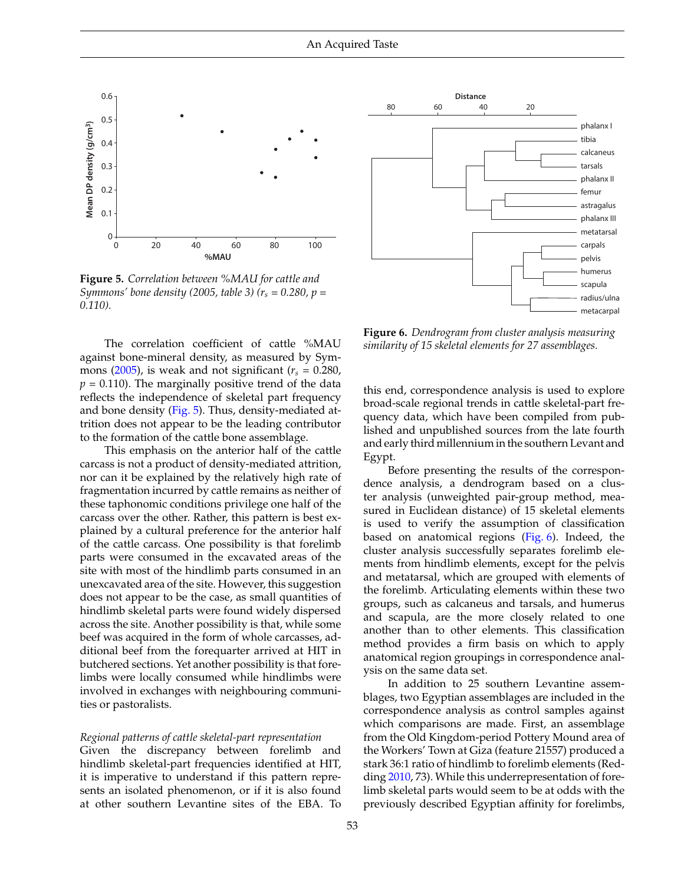**Figure 5.** *Correlation between %MAU for cattle and Symmons' bone density (2005, table 3) ($r_s$ = 0.280, p = 0.110).*

The correlation coefficient of cattle %MAU against bone-mineral density, as measured by Symmons (2005), is weak and not significant ($r_s = 0.280$, $p = 0.110$). The marginally positive trend of the data reflects the independence of skeletal part frequency and bone density (Fig. 5). Thus, density-mediated attrition does not appear to be the leading contributor to the formation of the cattle bone assemblage.

This emphasis on the anterior half of the cattle carcass is not a product of density-mediated attrition, nor can it be explained by the relatively high rate of fragmentation incurred by cattle remains as neither of these taphonomic conditions privilege one half of the carcass over the other. Rather, this pattern is best explained by a cultural preference for the anterior half of the cattle carcass. One possibility is that forelimb parts were consumed in the excavated areas of the site with most of the hindlimb parts consumed in an unexcavated area of the site. However, this suggestion does not appear to be the case, as small quantities of hindlimb skeletal parts were found widely dispersed across the site. Another possibility is that, while some beef was acquired in the form of whole carcasses, additional beef from the forequarter arrived at HIT in butchered sections. Yet another possibility is that forelimbs were locally consumed while hindlimbs were involved in exchanges with neighbouring communities or pastoralists.

*Regional patterns of cattle skeletal-part representation*

Given the discrepancy between forelimb and hindlimb skeletal-part frequencies identified at HIT, it is imperative to understand if this pattern represents an isolated phenomenon, or if it is also found at other southern Levantine sites of the EBA. To this end, correspondence analysis is used to explore broad-scale regional trends in cattle skeletal-part frequency data, which have been compiled from published and unpublished sources from the late fourth and early third millennium in the southern Levant and Egypt.

**Figure 6.** *Dendrogram from cluster analysis measuring similarity of 15 skeletal elements for 27 assemblages.*

Before presenting the results of the correspondence analysis, a dendrogram based on a cluster analysis (unweighted pair-group method, measured in Euclidean distance) of 15 skeletal elements is used to verify the assumption of classification based on anatomical regions (Fig. 6). Indeed, the cluster analysis successfully separates forelimb elements from hindlimb elements, except for the pelvis and metatarsal, which are grouped with elements of the forelimb. Articulating elements within these two groups, such as calcaneus and tarsals, and humerus and scapula, are the more closely related to one another than to other elements. This classification method provides a firm basis on which to apply anatomical region groupings in correspondence analysis on the same data set.

In addition to 25 southern Levantine assemblages, two Egyptian assemblages are included in the correspondence analysis as control samples against which comparisons are made. First, an assemblage from the Old Kingdom-period Pottery Mound area of the Workers' Town at Giza (feature 21557) produced a stark 36:1 ratio of hindlimb to forelimb elements (Redding 2010, 73). While this underrepresentation of forelimb skeletal parts would seem to be at odds with the previously described Egyptian affinity for forelimbs,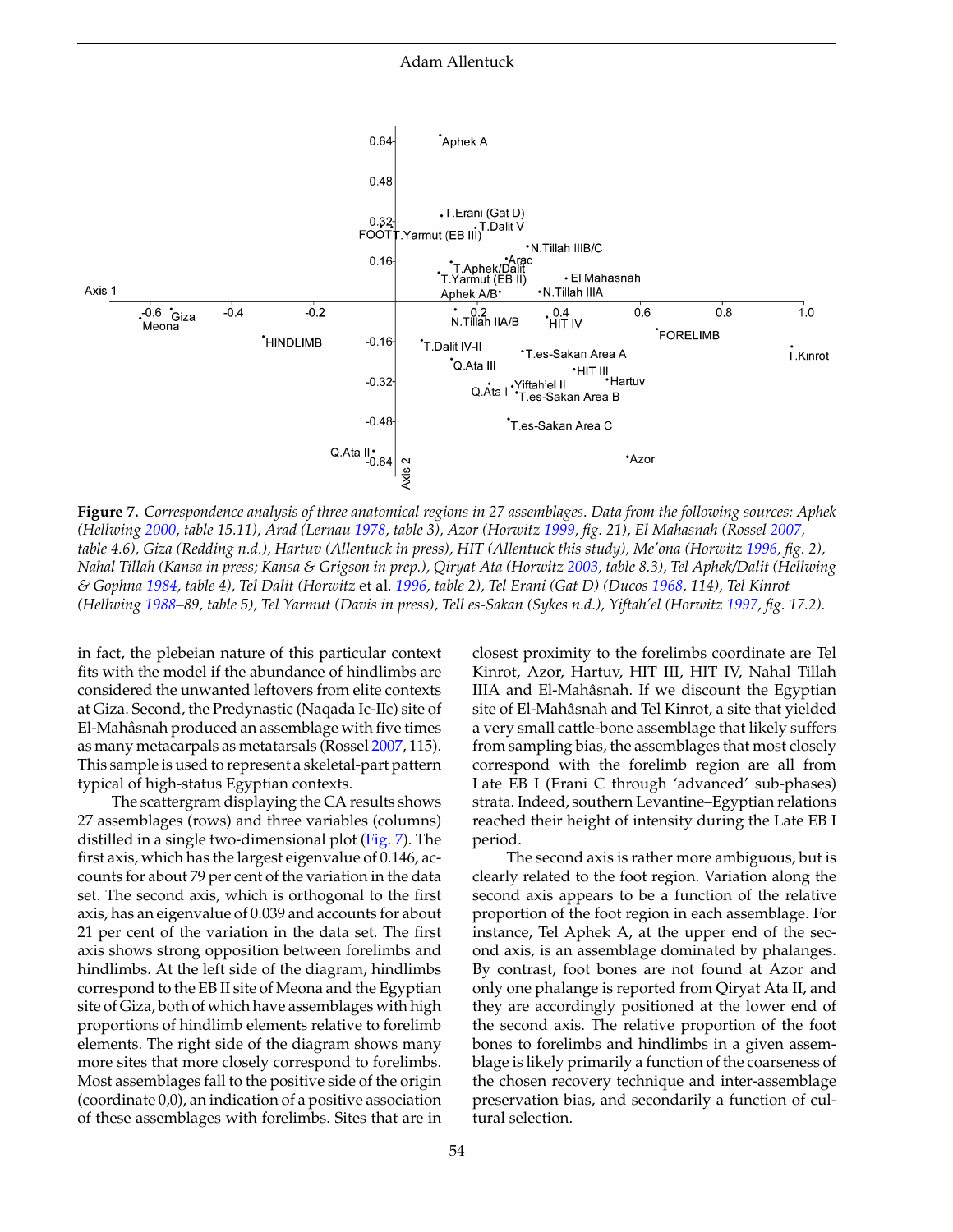**Figure 7.** *Correspondence analysis of three anatomical regions in 27 assemblages. Data from the following sources: Aphek (Hellwing 2000, table 15.11), Arad (Lernau 1978, table 3), Azor (Horwitz 1999, fig. 21), El Mahasnah (Rossel 2007, table 4.6), Giza (Redding n.d.), Hartuv (Allentuck in press), HIT (Allentuck this study), Me'ona (Horwitz 1996, fig. 2), Nahal Tillah (Kansa in press; Kansa & Grigson in prep.), Qiryat Ata (Horwitz 2003, table 8.3), Tel Aphek/Dalit (Hellwing & Gophna 1984, table 4), Tel Dalit (Horwitz et al. 1996, table 2), Tel Erani (Gat D) (Ducos 1968, 114), Tel Kinrot (Hellwing 1988–89, table 5), Tel Yarmut (Davis in press), Tell es-Sakan (Sykes n.d.), Yiftah'el (Horwitz 1997, fig. 17.2).*

in fact, the plebeian nature of this particular context fits with the model if the abundance of hindlimbs are considered the unwanted leftovers from elite contexts at Giza. Second, the Predynastic (Naqada Ic-IIc) site of El-Mahâsnah produced an assemblage with five times as many metacarpals as metatarsals (Rossel 2007, 115). This sample is used to represent a skeletal-part pattern typical of high-status Egyptian contexts.

The scattergram displaying the CA results shows 27 assemblages (rows) and three variables (columns) distilled in a single two-dimensional plot (Fig. 7). The first axis, which has the largest eigenvalue of 0.146, accounts for about 79 per cent of the variation in the data set. The second axis, which is orthogonal to the first axis, has an eigenvalue of 0.039 and accounts for about 21 per cent of the variation in the data set. The first axis shows strong opposition between forelimbs and hindlimbs. At the left side of the diagram, hindlimbs correspond to the EB II site of Meona and the Egyptian site of Giza, both of which have assemblages with high proportions of hindlimb elements relative to forelimb elements. The right side of the diagram shows many more sites that more closely correspond to forelimbs. Most assemblages fall to the positive side of the origin (coordinate 0,0), an indication of a positive association of these assemblages with forelimbs. Sites that are in closest proximity to the forelimbs coordinate are Tel Kinrot, Azor, Hartuv, HIT III, HIT IV, Nahal Tillah IIIA and El-Mahâsnah. If we discount the Egyptian site of El-Mahâsnah and Tel Kinrot, a site that yielded a very small cattle-bone assemblage that likely suffers from sampling bias, the assemblages that most closely correspond with the forelimb region are all from Late EB I (Erani C through 'advanced' sub-phases) strata. Indeed, southern Levantine–Egyptian relations reached their height of intensity during the Late EB I period.

The second axis is rather more ambiguous, but is clearly related to the foot region. Variation along the second axis appears to be a function of the relative proportion of the foot region in each assemblage. For instance, Tel Aphek A, at the upper end of the second axis, is an assemblage dominated by phalanges. By contrast, foot bones are not found at Azor and only one phalange is reported from Qiryat Ata II, and they are accordingly positioned at the lower end of the second axis. The relative proportion of the foot bones to forelimbs and hindlimbs in a given assemblage is likely primarily a function of the coarseness of the chosen recovery technique and inter-assemblage preservation bias, and secondarily a function of cultural selection.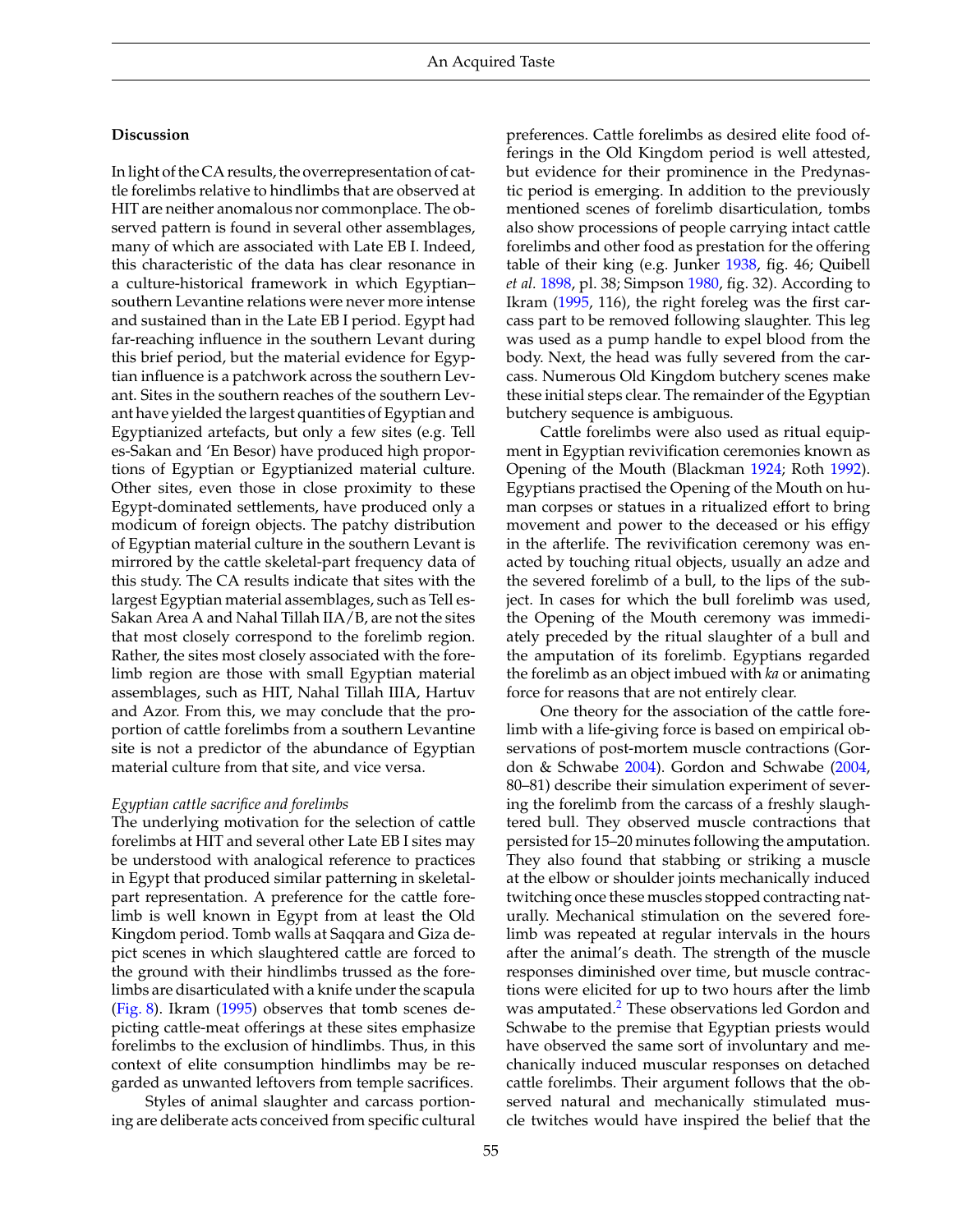## Discussion

In light of the CA results, the overrepresentation of cattle forelimbs relative to hindlimbs that are observed at HIT are neither anomalous nor commonplace. The observed pattern is found in several other assemblages, many of which are associated with Late EB I. Indeed, this characteristic of the data has clear resonance in a culture-historical framework in which Egyptian–southern Levantine relations were never more intense and sustained than in the Late EB I period. Egypt had far-reaching influence in the southern Levant during this brief period, but the material evidence for Egyptian influence is a patchwork across the southern Levant. Sites in the southern reaches of the southern Levant have yielded the largest quantities of Egyptian and Egyptianized artefacts, but only a few sites (e.g. Tell es-Sakan and 'En Besor) have produced high proportions of Egyptian or Egyptianized material culture. Other sites, even those in close proximity to these Egypt-dominated settlements, have produced only a modicum of foreign objects. The patchy distribution of Egyptian material culture in the southern Levant is mirrored by the cattle skeletal-part frequency data of this study. The CA results indicate that sites with the largest Egyptian material assemblages, such as Tell es-Sakan Area A and Nahal Tillah IIA/B, are not the sites that most closely correspond to the forelimb region. Rather, the sites most closely associated with the forelimb region are those with small Egyptian material assemblages, such as HIT, Nahal Tillah IIIA, Hartuv and Azor. From this, we may conclude that the proportion of cattle forelimbs from a southern Levantine site is not a predictor of the abundance of Egyptian material culture from that site, and vice versa.

### *Egyptian cattle sacrifice and forelimbs*

The underlying motivation for the selection of cattle forelimbs at HIT and several other Late EB I sites may be understood with analogical reference to practices in Egypt that produced similar patterning in skeletal-part representation. A preference for the cattle forelimb is well known in Egypt from at least the Old Kingdom period. Tomb walls at Saqqara and Giza depict scenes in which slaughtered cattle are forced to the ground with their hindlimbs trussed as the forelimbs are disarticulated with a knife under the scapula (Fig. 8). Ikram (1995) observes that tomb scenes depicting cattle-meat offerings at these sites emphasize forelimbs to the exclusion of hindlimbs. Thus, in this context of elite consumption hindlimbs may be regarded as unwanted leftovers from temple sacrifices.

Styles of animal slaughter and carcass portioning are deliberate acts conceived from specific cultural preferences. Cattle forelimbs as desired elite food offerings in the Old Kingdom period is well attested, but evidence for their prominence in the Predynastic period is emerging. In addition to the previously mentioned scenes of forelimb disarticulation, tombs also show processions of people carrying intact cattle forelimbs and other food as prestation for the offering table of their king (e.g. Junker 1938, fig. 46; Quibell *et al.* 1898, pl. 38; Simpson 1980, fig. 32). According to Ikram (1995, 116), the right foreleg was the first carcass part to be removed following slaughter. This leg was used as a pump handle to expel blood from the body. Next, the head was fully severed from the carcass. Numerous Old Kingdom butchery scenes make these initial steps clear. The remainder of the Egyptian butchery sequence is ambiguous.

Cattle forelimbs were also used as ritual equipment in Egyptian revivification ceremonies known as Opening of the Mouth (Blackman 1924; Roth 1992). Egyptians practised the Opening of the Mouth on human corpses or statues in a ritualized effort to bring movement and power to the deceased or his effigy in the afterlife. The revivification ceremony was enacted by touching ritual objects, usually an adze and the severed forelimb of a bull, to the lips of the subject. In cases for which the bull forelimb was used, the Opening of the Mouth ceremony was immediately preceded by the ritual slaughter of a bull and the amputation of its forelimb. Egyptians regarded the forelimb as an object imbued with *ka* or animating force for reasons that are not entirely clear.

One theory for the association of the cattle forelimb with a life-giving force is based on empirical observations of post-mortem muscle contractions (Gordon & Schwabe 2004). Gordon and Schwabe (2004, 80–81) describe their simulation experiment of severing the forelimb from the carcass of a freshly slaughtered bull. They observed muscle contractions that persisted for 15–20 minutes following the amputation. They also found that stabbing or striking a muscle at the elbow or shoulder joints mechanically induced twitching once these muscles stopped contracting naturally. Mechanical stimulation on the severed forelimb was repeated at regular intervals in the hours after the animal's death. The strength of the muscle responses diminished over time, but muscle contractions were elicited for up to two hours after the limb was amputated.[2] These observations led Gordon and Schwabe to the premise that Egyptian priests would have observed the same sort of involuntary and mechanically induced muscular responses on detached cattle forelimbs. Their argument follows that the observed natural and mechanically stimulated muscle twitches would have inspired the belief that the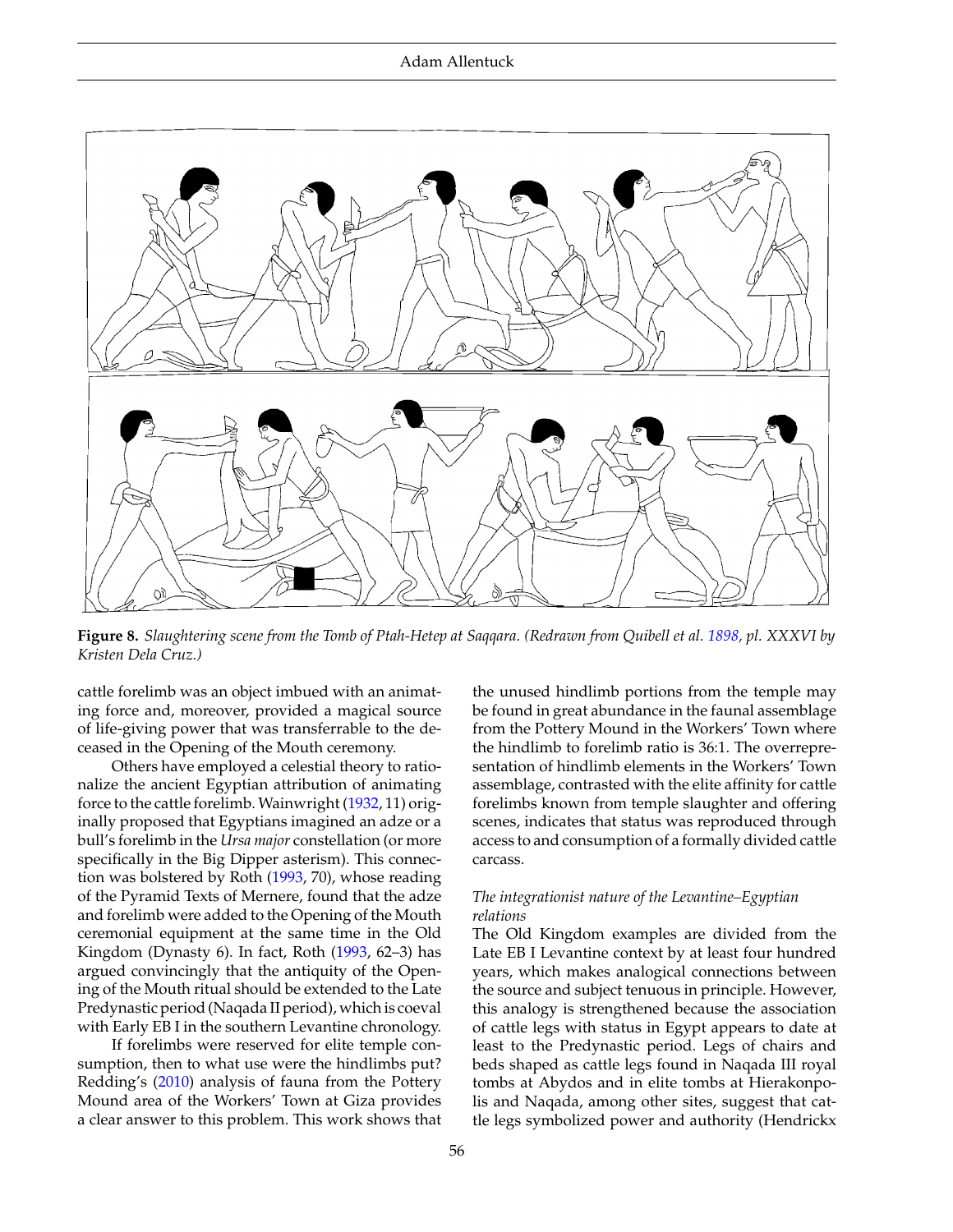**Figure 8.** *Slaughtering scene from the Tomb of Ptah-Hetep at Saqqara. (Redrawn from Quibell et al. 1898, pl. XXXVI by Kristen Dela Cruz.)*

cattle forelimb was an object imbued with an animating force and, moreover, provided a magical source of life-giving power that was transferrable to the deceased in the Opening of the Mouth ceremony.

Others have employed a celestial theory to rationalize the ancient Egyptian attribution of animating force to the cattle forelimb. Wainwright (1932, 11) originally proposed that Egyptians imagined an adze or a bull's forelimb in the *Ursa major* constellation (or more specifically in the Big Dipper asterism). This connection was bolstered by Roth (1993, 70), whose reading of the Pyramid Texts of Mernere, found that the adze and forelimb were added to the Opening of the Mouth ceremonial equipment at the same time in the Old Kingdom (Dynasty 6). In fact, Roth (1993, 62–3) has argued convincingly that the antiquity of the Opening of the Mouth ritual should be extended to the Late Predynastic period (Naqada II period), which is coeval with Early EB I in the southern Levantine chronology.

If forelimbs were reserved for elite temple consumption, then to what use were the hindlimbs put? Redding's (2010) analysis of fauna from the Pottery Mound area of the Workers' Town at Giza provides a clear answer to this problem. This work shows that the unused hindlimb portions from the temple may be found in great abundance in the faunal assemblage from the Pottery Mound in the Workers' Town where the hindlimb to forelimb ratio is 36:1. The overrepresentation of hindlimb elements in the Workers' Town assemblage, contrasted with the elite affinity for cattle forelimbs known from temple slaughter and offering scenes, indicates that status was reproduced through access to and consumption of a formally divided cattle carcass.

*The integrationist nature of the Levantine–Egyptian relations*

The Old Kingdom examples are divided from the Late EB I Levantine context by at least four hundred years, which makes analogical connections between the source and subject tenuous in principle. However, this analogy is strengthened because the association of cattle legs with status in Egypt appears to date at least to the Predynastic period. Legs of chairs and beds shaped as cattle legs found in Naqada III royal tombs at Abydos and in elite tombs at Hierakonpolis and Naqada, among other sites, suggest that cattle legs symbolized power and authority (Hendrickx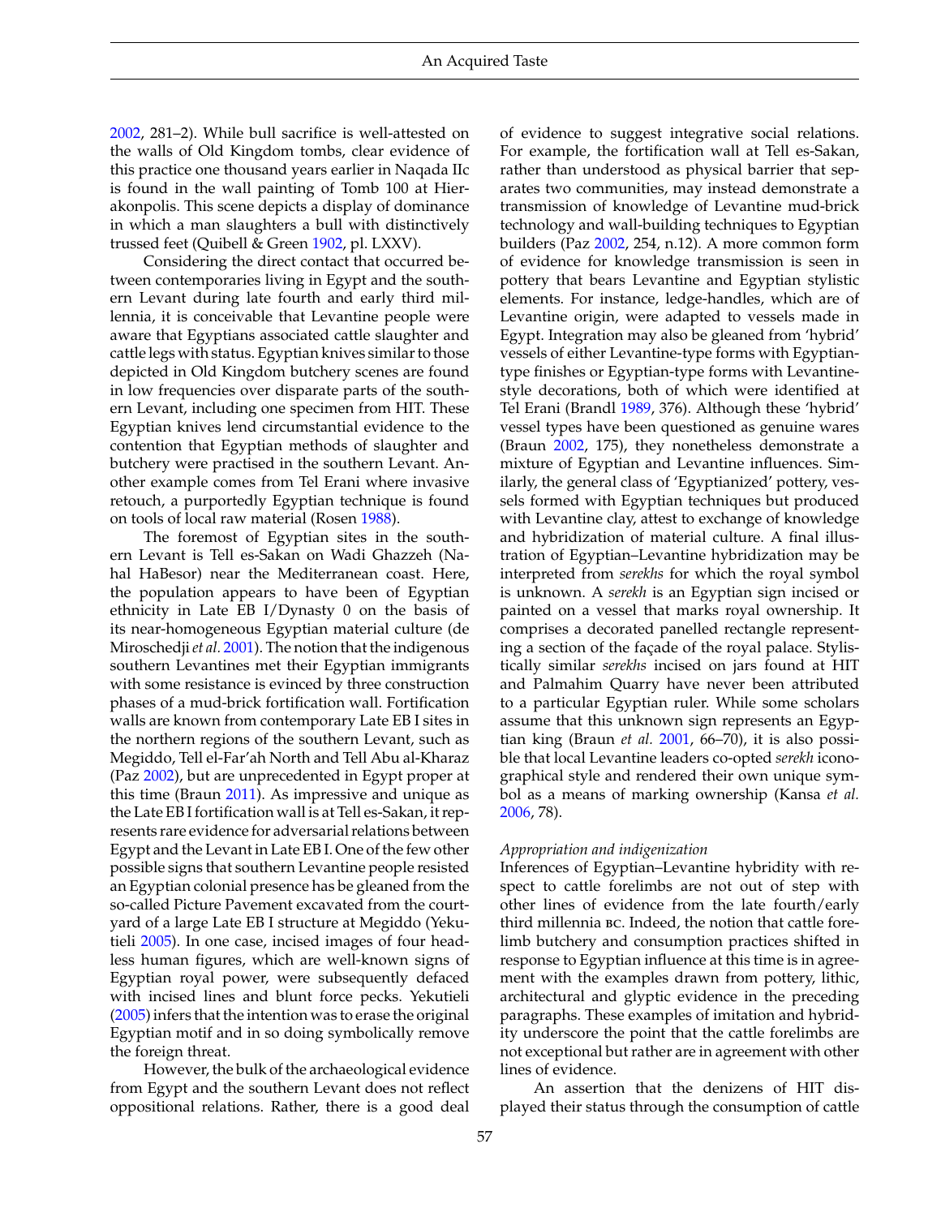2002, 281–2). While bull sacrifice is well-attested on the walls of Old Kingdom tombs, clear evidence of this practice one thousand years earlier in Naqada IIc is found in the wall painting of Tomb 100 at Hierakonpolis. This scene depicts a display of dominance in which a man slaughters a bull with distinctively trussed feet (Quibell & Green 1902, pl. LXXV).

Considering the direct contact that occurred between contemporaries living in Egypt and the southern Levant during late fourth and early third millennia, it is conceivable that Levantine people were aware that Egyptians associated cattle slaughter and cattle legs with status. Egyptian knives similar to those depicted in Old Kingdom butchery scenes are found in low frequencies over disparate parts of the southern Levant, including one specimen from HIT. These Egyptian knives lend circumstantial evidence to the contention that Egyptian methods of slaughter and butchery were practised in the southern Levant. Another example comes from Tel Erani where invasive retouch, a purportedly Egyptian technique is found on tools of local raw material (Rosen 1988).

The foremost of Egyptian sites in the southern Levant is Tell es-Sakan on Wadi Ghazzeh (Nahal HaBesor) near the Mediterranean coast. Here, the population appears to have been of Egyptian ethnicity in Late EB I/Dynasty 0 on the basis of its near-homogeneous Egyptian material culture (de Miroschedji *et al.* 2001). The notion that the indigenous southern Levantines met their Egyptian immigrants with some resistance is evinced by three construction phases of a mud-brick fortification wall. Fortification walls are known from contemporary Late EB I sites in the northern regions of the southern Levant, such as Megiddo, Tell el-Far'ah North and Tell Abu al-Kharaz (Paz 2002), but are unprecedented in Egypt proper at this time (Braun 2011). As impressive and unique as the Late EB I fortification wall is at Tell es-Sakan, it represents rare evidence for adversarial relations between Egypt and the Levant in Late EB I. One of the few other possible signs that southern Levantine people resisted an Egyptian colonial presence has be gleaned from the so-called Picture Pavement excavated from the courtyard of a large Late EB I structure at Megiddo (Yekutieli 2005). In one case, incised images of four headless human figures, which are well-known signs of Egyptian royal power, were subsequently defaced with incised lines and blunt force pecks. Yekutieli (2005) infers that the intention was to erase the original Egyptian motif and in so doing symbolically remove the foreign threat.

However, the bulk of the archaeological evidence from Egypt and the southern Levant does not reflect oppositional relations. Rather, there is a good deal of evidence to suggest integrative social relations. For example, the fortification wall at Tell es-Sakan, rather than understood as physical barrier that separates two communities, may instead demonstrate a transmission of knowledge of Levantine mud-brick technology and wall-building techniques to Egyptian builders (Paz 2002, 254, n.12). A more common form of evidence for knowledge transmission is seen in pottery that bears Levantine and Egyptian stylistic elements. For instance, ledge-handles, which are of Levantine origin, were adapted to vessels made in Egypt. Integration may also be gleaned from 'hybrid' vessels of either Levantine-type forms with Egyptian-type finishes or Egyptian-type forms with Levantine-style decorations, both of which were identified at Tel Erani (Brandl 1989, 376). Although these 'hybrid' vessel types have been questioned as genuine wares (Braun 2002, 175), they nonetheless demonstrate a mixture of Egyptian and Levantine influences. Similarly, the general class of 'Egyptianized' pottery, vessels formed with Egyptian techniques but produced with Levantine clay, attest to exchange of knowledge and hybridization of material culture. A final illustration of Egyptian–Levantine hybridization may be interpreted from *serekhs* for which the royal symbol is unknown. A *serekh* is an Egyptian sign incised or painted on a vessel that marks royal ownership. It comprises a decorated panelled rectangle representing a section of the façade of the royal palace. Stylistically similar *serekhs* incised on jars found at HIT and Palmahim Quarry have never been attributed to a particular Egyptian ruler. While some scholars assume that this unknown sign represents an Egyptian king (Braun *et al.* 2001, 66–70), it is also possible that local Levantine leaders co-opted *serekh* iconographical style and rendered their own unique symbol as a means of marking ownership (Kansa *et al.* 2006, 78).

*Appropriation and indigenization*

Inferences of Egyptian–Levantine hybridity with respect to cattle forelimbs are not out of step with other lines of evidence from the late fourth/early third millennia BC. Indeed, the notion that cattle forelimb butchery and consumption practices shifted in response to Egyptian influence at this time is in agreement with the examples drawn from pottery, lithic, architectural and glyptic evidence in the preceding paragraphs. These examples of imitation and hybridity underscore the point that the cattle forelimbs are not exceptional but rather are in agreement with other lines of evidence.

An assertion that the denizens of HIT displayed their status through the consumption of cattle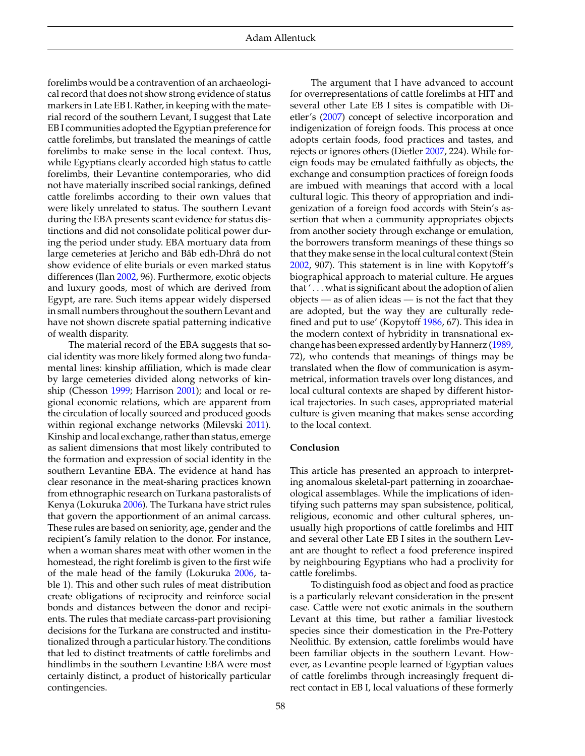forelimbs would be a contravention of an archaeological record that does not show strong evidence of status markers in Late EB I. Rather, in keeping with the material record of the southern Levant, I suggest that Late EB I communities adopted the Egyptian preference for cattle forelimbs, but translated the meanings of cattle forelimbs to make sense in the local context. Thus, while Egyptians clearly accorded high status to cattle forelimbs, their Levantine contemporaries, who did not have materially inscribed social rankings, defined cattle forelimbs according to their own values that were likely unrelated to status. The southern Levant during the EBA presents scant evidence for status distinctions and did not consolidate political power during the period under study. EBA mortuary data from large cemeteries at Jericho and Bâb edh-Dhrâ do not show evidence of elite burials or even marked status differences (Ilan 2002, 96). Furthermore, exotic objects and luxury goods, most of which are derived from Egypt, are rare. Such items appear widely dispersed in small numbers throughout the southern Levant and have not shown discrete spatial patterning indicative of wealth disparity.

The material record of the EBA suggests that social identity was more likely formed along two fundamental lines: kinship affiliation, which is made clear by large cemeteries divided along networks of kinship (Chesson 1999; Harrison 2001); and local or regional economic relations, which are apparent from the circulation of locally sourced and produced goods within regional exchange networks (Milevski 2011). Kinship and local exchange, rather than status, emerge as salient dimensions that most likely contributed to the formation and expression of social identity in the southern Levantine EBA. The evidence at hand has clear resonance in the meat-sharing practices known from ethnographic research on Turkana pastoralists of Kenya (Lokuruka 2006). The Turkana have strict rules that govern the apportionment of an animal carcass. These rules are based on seniority, age, gender and the recipient's family relation to the donor. For instance, when a woman shares meat with other women in the homestead, the right forelimb is given to the first wife of the male head of the family (Lokuruka 2006, table 1). This and other such rules of meat distribution create obligations of reciprocity and reinforce social bonds and distances between the donor and recipients. The rules that mediate carcass-part provisioning decisions for the Turkana are constructed and institutionalized through a particular history. The conditions that led to distinct treatments of cattle forelimbs and hindlimbs in the southern Levantine EBA were most certainly distinct, a product of historically particular contingencies.

The argument that I have advanced to account for overrepresentations of cattle forelimbs at HIT and several other Late EB I sites is compatible with Dietler's (2007) concept of selective incorporation and indigenization of foreign foods. This process at once adopts certain foods, food practices and tastes, and rejects or ignores others (Dietler 2007, 224). While foreign foods may be emulated faithfully as objects, the exchange and consumption practices of foreign foods are imbued with meanings that accord with a local cultural logic. This theory of appropriation and indigenization of a foreign food accords with Stein's assertion that when a community appropriates objects from another society through exchange or emulation, the borrowers transform meanings of these things so that they make sense in the local cultural context (Stein 2002, 907). This statement is in line with Kopytoff's biographical approach to material culture. He argues that '. . . what is significant about the adoption of alien objects — as of alien ideas — is not the fact that they are adopted, but the way they are culturally redefined and put to use' (Kopytoff 1986, 67). This idea in the modern context of hybridity in transnational exchange has been expressed ardently by Hannerz (1989, 72), who contends that meanings of things may be translated when the flow of communication is asymmetrical, information travels over long distances, and local cultural contexts are shaped by different historical trajectories. In such cases, appropriated material culture is given meaning that makes sense according to the local context.

## Conclusion

This article has presented an approach to interpreting anomalous skeletal-part patterning in zooarchaeological assemblages. While the implications of identifying such patterns may span subsistence, political, religious, economic and other cultural spheres, unusually high proportions of cattle forelimbs and HIT and several other Late EB I sites in the southern Levant are thought to reflect a food preference inspired by neighbouring Egyptians who had a proclivity for cattle forelimbs.

To distinguish food as object and food as practice is a particularly relevant consideration in the present case. Cattle were not exotic animals in the southern Levant at this time, but rather a familiar livestock species since their domestication in the Pre-Pottery Neolithic. By extension, cattle forelimbs would have been familiar objects in the southern Levant. However, as Levantine people learned of Egyptian values of cattle forelimbs through increasingly frequent direct contact in EB I, local valuations of these formerly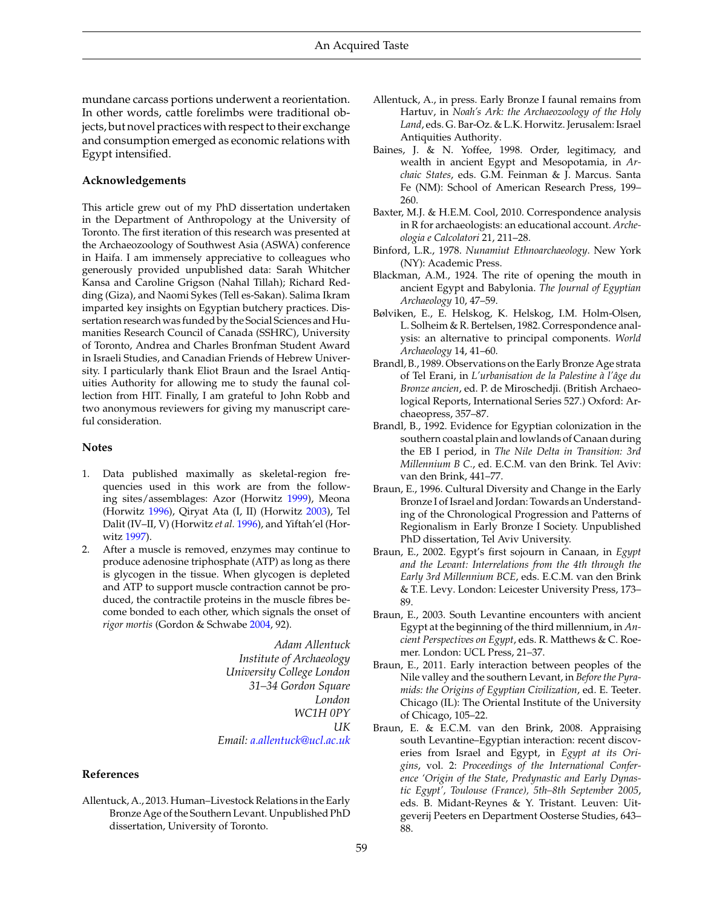mundane carcass portions underwent a reorientation. In other words, cattle forelimbs were traditional objects, but novel practices with respect to their exchange and consumption emerged as economic relations with Egypt intensified.

### Acknowledgements

This article grew out of my PhD dissertation undertaken in the Department of Anthropology at the University of Toronto. The first iteration of this research was presented at the Archaeozoology of Southwest Asia (ASWA) conference in Haifa. I am immensely appreciative to colleagues who generously provided unpublished data: Sarah Whitcher Kansa and Caroline Grigson (Nahal Tillah); Richard Redding (Giza), and Naomi Sykes (Tell es-Sakan). Salima Ikram imparted key insights on Egyptian butchery practices. Dissertation research was funded by the Social Sciences and Humanities Research Council of Canada (SSHRC), University of Toronto, Andrea and Charles Bronfman Student Award in Israeli Studies, and Canadian Friends of Hebrew University. I particularly thank Eliot Braun and the Israel Antiquities Authority for allowing me to study the faunal collection from HIT. Finally, I am grateful to John Robb and two anonymous reviewers for giving my manuscript careful consideration.

### Notes

1. Data published maximally as skeletal-region frequencies used in this work are from the following sites/assemblages: Azor (Horwitz 1999), Meona (Horwitz 1996), Qiryat Ata (I, II) (Horwitz 2003), Tel Dalit (IV–II, V) (Horwitz *et al.* 1996), and Yiftah'el (Horwitz 1997).
2. After a muscle is removed, enzymes may continue to produce adenosine triphosphate (ATP) as long as there is glycogen in the tissue. When glycogen is depleted and ATP to support muscle contraction cannot be produced, the contractile proteins in the muscle fibres become bonded to each other, which signals the onset of *rigor mortis* (Gordon & Schwabe 2004, 92).

*Adam Allentuck*
*Institute of Archaeology*
*University College London*
*31–34 Gordon Square*
*London*
*WC1H 0PY*
*UK*
*Email: a.allentuck@ucl.ac.uk*

### References

Allentuck, A., 2013. Human–Livestock Relations in the Early Bronze Age of the Southern Levant. Unpublished PhD dissertation, University of Toronto.

Allentuck, A., in press. Early Bronze I faunal remains from Hartuv, in *Noah's Ark: the Archaeozoology of the Holy Land*, eds. G. Bar-Oz. & L.K. Horwitz. Jerusalem: Israel Antiquities Authority.

Baines, J. & N. Yoffee, 1998. Order, legitimacy, and wealth in ancient Egypt and Mesopotamia, in *Archaic States*, eds. G.M. Feinman & J. Marcus. Santa Fe (NM): School of American Research Press, 199–260.

Baxter, M.J. & H.E.M. Cool, 2010. Correspondence analysis in R for archaeologists: an educational account. *Archeologia e Calcolatori* 21, 211–28.

Binford, L.R., 1978. *Nunamiut Ethnoarchaeology*. New York (NY): Academic Press.

Blackman, A.M., 1924. The rite of opening the mouth in ancient Egypt and Babylonia. *The Journal of Egyptian Archaeology* 10, 47–59.

Bølviken, E., E. Helskog, K. Helskog, I.M. Holm-Olsen, L. Solheim & R. Bertelsen, 1982. Correspondence analysis: an alternative to principal components. *World Archaeology* 14, 41–60.

Brandl, B., 1989. Observations on the Early Bronze Age strata of Tel Erani, in *L'urbanisation de la Palestine à l'âge du Bronze ancien*, ed. P. de Miroschedji. (British Archaeological Reports, International Series 527.) Oxford: Archaeopress, 357–87.

Brandl, B., 1992. Evidence for Egyptian colonization in the southern coastal plain and lowlands of Canaan during the EB I period, in *The Nile Delta in Transition: 3rd Millennium B C.*, ed. E.C.M. van den Brink. Tel Aviv: van den Brink, 441–77.

Braun, E., 1996. Cultural Diversity and Change in the Early Bronze I of Israel and Jordan: Towards an Understanding of the Chronological Progression and Patterns of Regionalism in Early Bronze I Society. Unpublished PhD dissertation, Tel Aviv University.

Braun, E., 2002. Egypt's first sojourn in Canaan, in *Egypt and the Levant: Interrelations from the 4th through the Early 3rd Millennium BCE*, eds. E.C.M. van den Brink & T.E. Levy. London: Leicester University Press, 173–89.

Braun, E., 2003. South Levantine encounters with ancient Egypt at the beginning of the third millennium, in *Ancient Perspectives on Egypt*, eds. R. Matthews & C. Roemer. London: UCL Press, 21–37.

Braun, E., 2011. Early interaction between peoples of the Nile valley and the southern Levant, in *Before the Pyramids: the Origins of Egyptian Civilization*, ed. E. Teeter. Chicago (IL): The Oriental Institute of the University of Chicago, 105–22.

Braun, E. & E.C.M. van den Brink, 2008. Appraising south Levantine–Egyptian interaction: recent discoveries from Israel and Egypt, in *Egypt at its Origins*, vol. 2: *Proceedings of the International Conference 'Origin of the State, Predynastic and Early Dynastic Egypt', Toulouse (France), 5th–8th September 2005*, eds. B. Midant-Reynes & Y. Tristant. Leuven: Uitgeverij Peeters en Department Oosterse Studies, 643–88.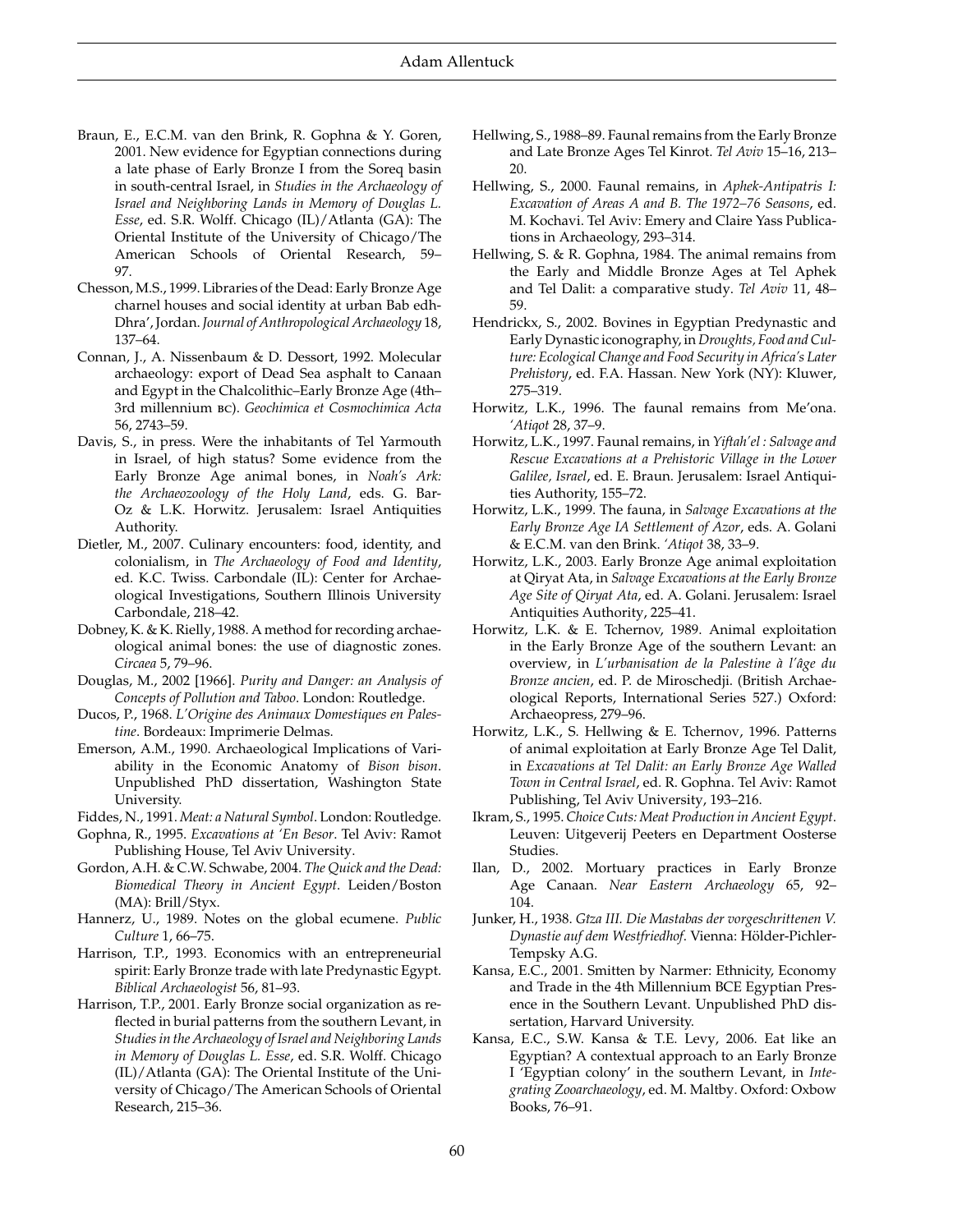Braun, E., E.C.M. van den Brink, R. Gophna & Y. Goren, 2001. New evidence for Egyptian connections during a late phase of Early Bronze I from the Soreq basin in south-central Israel, in *Studies in the Archaeology of Israel and Neighboring Lands in Memory of Douglas L. Esse*, ed. S.R. Wolff. Chicago (IL)/Atlanta (GA): The Oriental Institute of the University of Chicago/The American Schools of Oriental Research, 59–97.

Chesson, M.S., 1999. Libraries of the Dead: Early Bronze Age charnel houses and social identity at urban Bab edh-Dhra', Jordan. *Journal of Anthropological Archaeology* 18, 137–64.

Connan, J., A. Nissenbaum & D. Dessort, 1992. Molecular archaeology: export of Dead Sea asphalt to Canaan and Egypt in the Chalcolithic–Early Bronze Age (4th–3rd millennium BC). *Geochimica et Cosmochimica Acta* 56, 2743–59.

Davis, S., in press. Were the inhabitants of Tel Yarmouth in Israel, of high status? Some evidence from the Early Bronze Age animal bones, in *Noah's Ark: the Archaeozoology of the Holy Land*, eds. G. Bar-Oz & L.K. Horwitz. Jerusalem: Israel Antiquities Authority.

Dietler, M., 2007. Culinary encounters: food, identity, and colonialism, in *The Archaeology of Food and Identity*, ed. K.C. Twiss. Carbondale (IL): Center for Archaeological Investigations, Southern Illinois University Carbondale, 218–42.

Dobney, K. & K. Rielly, 1988. A method for recording archaeological animal bones: the use of diagnostic zones. *Circaea* 5, 79–96.

Douglas, M., 2002 [1966]. *Purity and Danger: an Analysis of Concepts of Pollution and Taboo*. London: Routledge.

Ducos, P., 1968. *L'Origine des Animaux Domestiques en Palestine*. Bordeaux: Imprimerie Delmas.

Emerson, A.M., 1990. Archaeological Implications of Variability in the Economic Anatomy of *Bison bison*. Unpublished PhD dissertation, Washington State University.

Fiddes, N., 1991. *Meat: a Natural Symbol*. London: Routledge.

Gophna, R., 1995. *Excavations at 'En Besor*. Tel Aviv: Ramot Publishing House, Tel Aviv University.

Gordon, A.H. & C.W. Schwabe, 2004. *The Quick and the Dead: Biomedical Theory in Ancient Egypt*. Leiden/Boston (MA): Brill/Styx.

Hannerz, U., 1989. Notes on the global ecumene. *Public Culture* 1, 66–75.

Harrison, T.P., 1993. Economics with an entrepreneurial spirit: Early Bronze trade with late Predynastic Egypt. *Biblical Archaeologist* 56, 81–93.

Harrison, T.P., 2001. Early Bronze social organization as reflected in burial patterns from the southern Levant, in *Studies in the Archaeology of Israel and Neighboring Lands in Memory of Douglas L. Esse*, ed. S.R. Wolff. Chicago (IL)/Atlanta (GA): The Oriental Institute of the University of Chicago/The American Schools of Oriental Research, 215–36.

Hellwing, S., 1988–89. Faunal remains from the Early Bronze and Late Bronze Ages Tel Kinrot. *Tel Aviv* 15–16, 213–20.

Hellwing, S., 2000. Faunal remains, in *Aphek-Antipatris I: Excavation of Areas A and B. The 1972–76 Seasons*, ed. M. Kochavi. Tel Aviv: Emery and Claire Yass Publications in Archaeology, 293–314.

Hellwing, S. & R. Gophna, 1984. The animal remains from the Early and Middle Bronze Ages at Tel Aphek and Tel Dalit: a comparative study. *Tel Aviv* 11, 48–59.

Hendrickx, S., 2002. Bovines in Egyptian Predynastic and Early Dynastic iconography, in *Droughts, Food and Culture: Ecological Change and Food Security in Africa's Later Prehistory*, ed. F.A. Hassan. New York (NY): Kluwer, 275–319.

Horwitz, L.K., 1996. The faunal remains from Me'ona. *'Atiqot* 28, 37–9.

Horwitz, L.K., 1997. Faunal remains, in *Yiftah'el : Salvage and Rescue Excavations at a Prehistoric Village in the Lower Galilee, Israel*, ed. E. Braun. Jerusalem: Israel Antiquities Authority, 155–72.

Horwitz, L.K., 1999. The fauna, in *Salvage Excavations at the Early Bronze Age IA Settlement of Azor*, eds. A. Golani & E.C.M. van den Brink. *'Atiqot* 38, 33–9.

Horwitz, L.K., 2003. Early Bronze Age animal exploitation at Qiryat Ata, in *Salvage Excavations at the Early Bronze Age Site of Qiryat Ata*, ed. A. Golani. Jerusalem: Israel Antiquities Authority, 225–41.

Horwitz, L.K. & E. Tchernov, 1989. Animal exploitation in the Early Bronze Age of the southern Levant: an overview, in *L'urbanisation de la Palestine à l'âge du Bronze ancien*, ed. P. de Miroschedji. (British Archaeological Reports, International Series 527.) Oxford: Archaeopress, 279–96.

Horwitz, L.K., S. Hellwing & E. Tchernov, 1996. Patterns of animal exploitation at Early Bronze Age Tel Dalit, in *Excavations at Tel Dalit: an Early Bronze Age Walled Town in Central Israel*, ed. R. Gophna. Tel Aviv: Ramot Publishing, Tel Aviv University, 193–216.

Ikram, S., 1995. *Choice Cuts: Meat Production in Ancient Egypt*. Leuven: Uitgeverij Peeters en Department Oosterse Studies.

Ilan, D., 2002. Mortuary practices in Early Bronze Age Canaan. *Near Eastern Archaeology* 65, 92–104.

Junker, H., 1938. *Gîza III. Die Mastabas der vorgeschrittenen V. Dynastie auf dem Westfriedhof*. Vienna: Hölder-Pichler-Tempsky A.G.

Kansa, E.C., 2001. Smitten by Narmer: Ethnicity, Economy and Trade in the 4th Millennium BCE Egyptian Presence in the Southern Levant. Unpublished PhD dissertation, Harvard University.

Kansa, E.C., S.W. Kansa & T.E. Levy, 2006. Eat like an Egyptian? A contextual approach to an Early Bronze I 'Egyptian colony' in the southern Levant, in *Integrating Zooarchaeology*, ed. M. Maltby. Oxford: Oxbow Books, 76–91.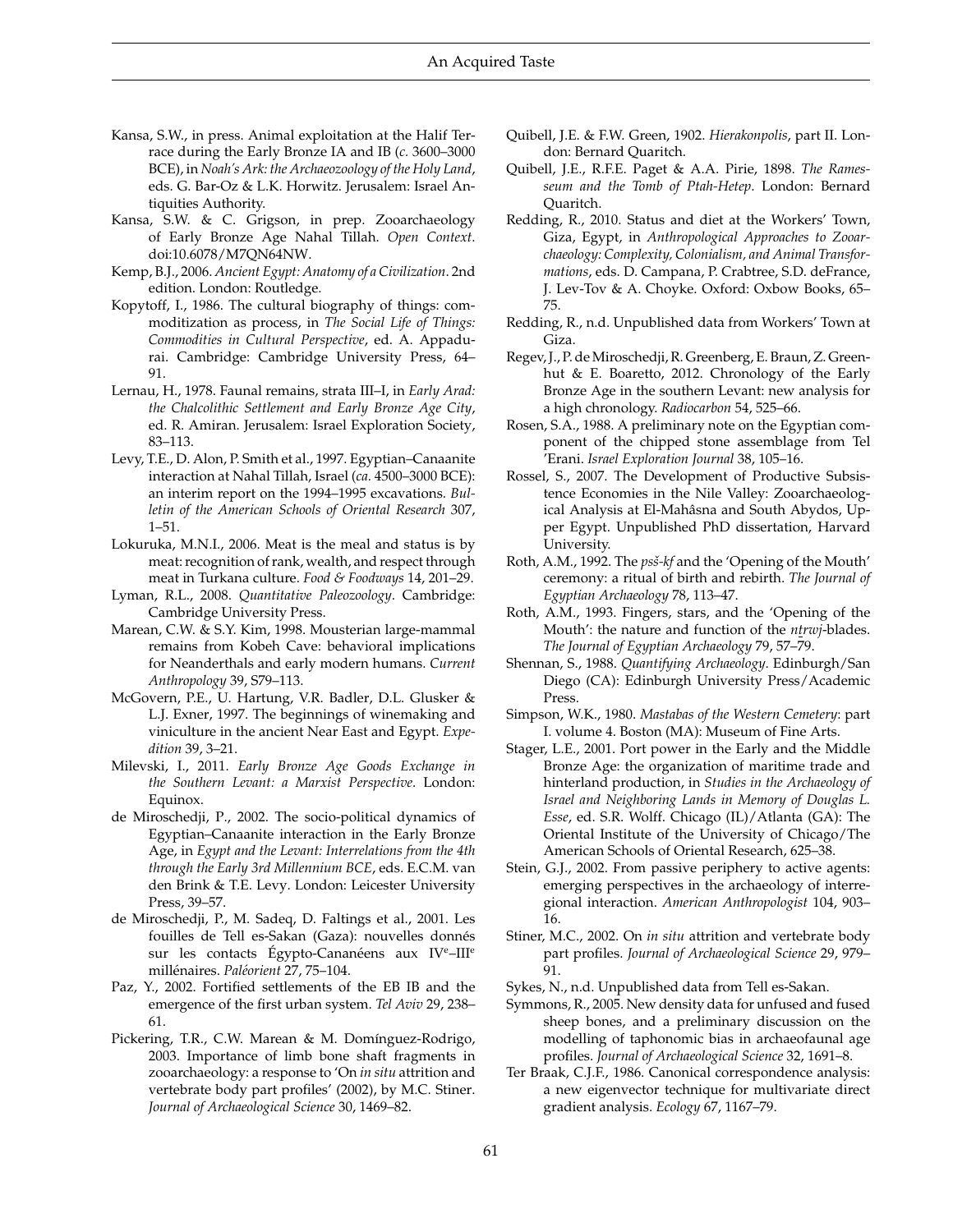Kansa, S.W., in press. Animal exploitation at the Halif Terrace during the Early Bronze IA and IB (*c.* 3600–3000 BCE), in *Noah's Ark: the Archaeozoology of the Holy Land*, eds. G. Bar-Oz & L.K. Horwitz. Jerusalem: Israel Antiquities Authority.

Kansa, S.W. & C. Grigson, in prep. Zooarchaeology of Early Bronze Age Nahal Tillah. *Open Context*. doi:10.6078/M7QN64NW.

Kemp, B.J., 2006. *Ancient Egypt: Anatomy of a Civilization*. 2nd edition. London: Routledge.

Kopytoff, I., 1986. The cultural biography of things: commoditization as process, in *The Social Life of Things: Commodities in Cultural Perspective*, ed. A. Appadurai. Cambridge: Cambridge University Press, 64–91.

Lernau, H., 1978. Faunal remains, strata III–I, in *Early Arad: the Chalcolithic Settlement and Early Bronze Age City*, ed. R. Amiran. Jerusalem: Israel Exploration Society, 83–113.

Levy, T.E., D. Alon, P. Smith et al., 1997. Egyptian–Canaanite interaction at Nahal Tillah, Israel (*ca.* 4500–3000 BCE): an interim report on the 1994–1995 excavations. *Bulletin of the American Schools of Oriental Research* 307, 1–51.

Lokuruka, M.N.I., 2006. Meat is the meal and status is by meat: recognition of rank, wealth, and respect through meat in Turkana culture. *Food & Foodways* 14, 201–29.

Lyman, R.L., 2008. *Quantitative Paleozoology*. Cambridge: Cambridge University Press.

Marean, C.W. & S.Y. Kim, 1998. Mousterian large-mammal remains from Kobeh Cave: behavioral implications for Neanderthals and early modern humans. *Current Anthropology* 39, S79–113.

McGovern, P.E., U. Hartung, V.R. Badler, D.L. Glusker & L.J. Exner, 1997. The beginnings of winemaking and viniculture in the ancient Near East and Egypt. *Expedition* 39, 3–21.

Milevski, I., 2011. *Early Bronze Age Goods Exchange in the Southern Levant: a Marxist Perspective*. London: Equinox.

de Miroschedji, P., 2002. The socio-political dynamics of Egyptian–Canaanite interaction in the Early Bronze Age, in *Egypt and the Levant: Interrelations from the 4th through the Early 3rd Millennium BCE*, eds. E.C.M. van den Brink & T.E. Levy. London: Leicester University Press, 39–57.

de Miroschedji, P., M. Sadeq, D. Faltings et al., 2001. Les fouilles de Tell es-Sakan (Gaza): nouvelles donnés sur les contacts Égypto-Cananéens aux IV[e]–III[e] millénaires. *Paléorient* 27, 75–104.

Paz, Y., 2002. Fortified settlements of the EB IB and the emergence of the first urban system. *Tel Aviv* 29, 238–61.

Pickering, T.R., C.W. Marean & M. Domínguez-Rodrigo, 2003. Importance of limb bone shaft fragments in zooarchaeology: a response to 'On *in situ* attrition and vertebrate body part profiles' (2002), by M.C. Stiner. *Journal of Archaeological Science* 30, 1469–82.

Quibell, J.E. & F.W. Green, 1902. *Hierakonpolis*, part II. London: Bernard Quaritch.

Quibell, J.E., R.F.E. Paget & A.A. Pirie, 1898. *The Ramesseum and the Tomb of Ptah-Hetep*. London: Bernard Quaritch.

Redding, R., 2010. Status and diet at the Workers' Town, Giza, Egypt, in *Anthropological Approaches to Zooarchaeology: Complexity, Colonialism, and Animal Transformations*, eds. D. Campana, P. Crabtree, S.D. deFrance, J. Lev-Tov & A. Choyke. Oxford: Oxbow Books, 65–75.

Redding, R., n.d. Unpublished data from Workers' Town at Giza.

Regev, J., P. de Miroschedji, R. Greenberg, E. Braun, Z. Greenhut & E. Boaretto, 2012. Chronology of the Early Bronze Age in the southern Levant: new analysis for a high chronology. *Radiocarbon* 54, 525–66.

Rosen, S.A., 1988. A preliminary note on the Egyptian component of the chipped stone assemblage from Tel 'Erani. *Israel Exploration Journal* 38, 105–16.

Rossel, S., 2007. The Development of Productive Subsistence Economies in the Nile Valley: Zooarchaeological Analysis at El-Mahâsna and South Abydos, Upper Egypt. Unpublished PhD dissertation, Harvard University.

Roth, A.M., 1992. The *psš-kf* and the 'Opening of the Mouth' ceremony: a ritual of birth and rebirth. *The Journal of Egyptian Archaeology* 78, 113–47.

Roth, A.M., 1993. Fingers, stars, and the 'Opening of the Mouth': the nature and function of the *nṯrwj*-blades. *The Journal of Egyptian Archaeology* 79, 57–79.

Shennan, S., 1988. *Quantifying Archaeology*. Edinburgh/San Diego (CA): Edinburgh University Press/Academic Press.

Simpson, W.K., 1980. *Mastabas of the Western Cemetery*: part I. volume 4. Boston (MA): Museum of Fine Arts.

Stager, L.E., 2001. Port power in the Early and the Middle Bronze Age: the organization of maritime trade and hinterland production, in *Studies in the Archaeology of Israel and Neighboring Lands in Memory of Douglas L. Esse*, ed. S.R. Wolff. Chicago (IL)/Atlanta (GA): The Oriental Institute of the University of Chicago/The American Schools of Oriental Research, 625–38.

Stein, G.J., 2002. From passive periphery to active agents: emerging perspectives in the archaeology of interregional interaction. *American Anthropologist* 104, 903–16.

Stiner, M.C., 2002. On *in situ* attrition and vertebrate body part profiles. *Journal of Archaeological Science* 29, 979–91.

Sykes, N., n.d. Unpublished data from Tell es-Sakan.

Symmons, R., 2005. New density data for unfused and fused sheep bones, and a preliminary discussion on the modelling of taphonomic bias in archaeofaunal age profiles. *Journal of Archaeological Science* 32, 1691–8.

Ter Braak, C.J.F., 1986. Canonical correspondence analysis: a new eigenvector technique for multivariate direct gradient analysis. *Ecology* 67, 1167–79.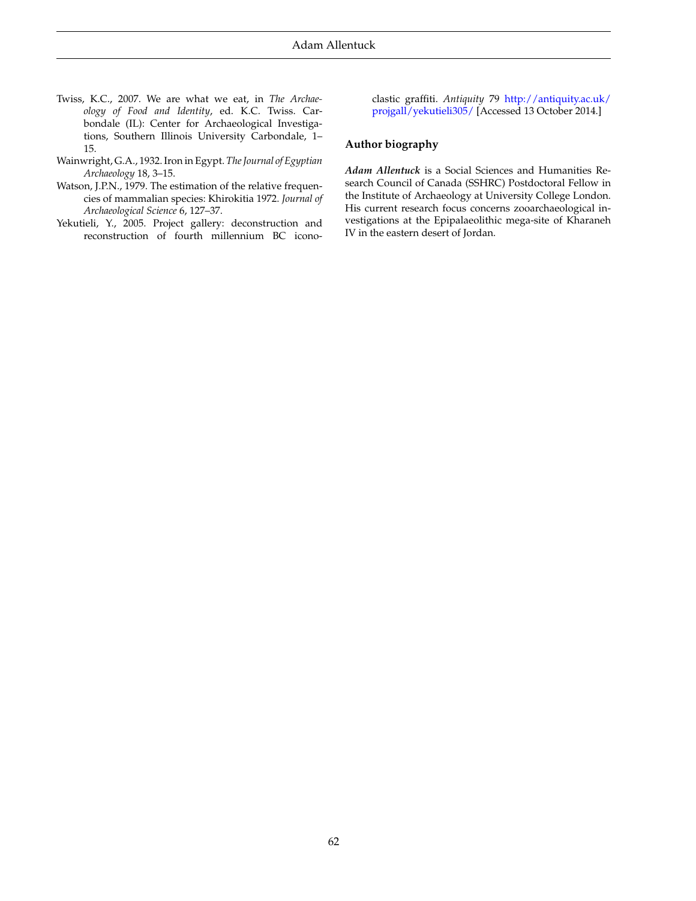Twiss, K.C., 2007. We are what we eat, in *The Archaeology of Food and Identity*, ed. K.C. Twiss. Carbondale (IL): Center for Archaeological Investigations, Southern Illinois University Carbondale, 1–15.

Wainwright, G.A., 1932. Iron in Egypt. *The Journal of Egyptian Archaeology* 18, 3–15.

Watson, J.P.N., 1979. The estimation of the relative frequencies of mammalian species: Khirokitia 1972. *Journal of Archaeological Science* 6, 127–37.

Yekutieli, Y., 2005. Project gallery: deconstruction and reconstruction of fourth millennium BC iconoclastic graffiti. *Antiquity* 79 http://antiquity.ac.uk/projgall/yekutieli305/ [Accessed 13 October 2014.]

## Author biography

***Adam Allentuck*** is a Social Sciences and Humanities Research Council of Canada (SSHRC) Postdoctoral Fellow in the Institute of Archaeology at University College London. His current research focus concerns zooarchaeological investigations at the Epipalaeolithic mega-site of Kharaneh IV in the eastern desert of Jordan.